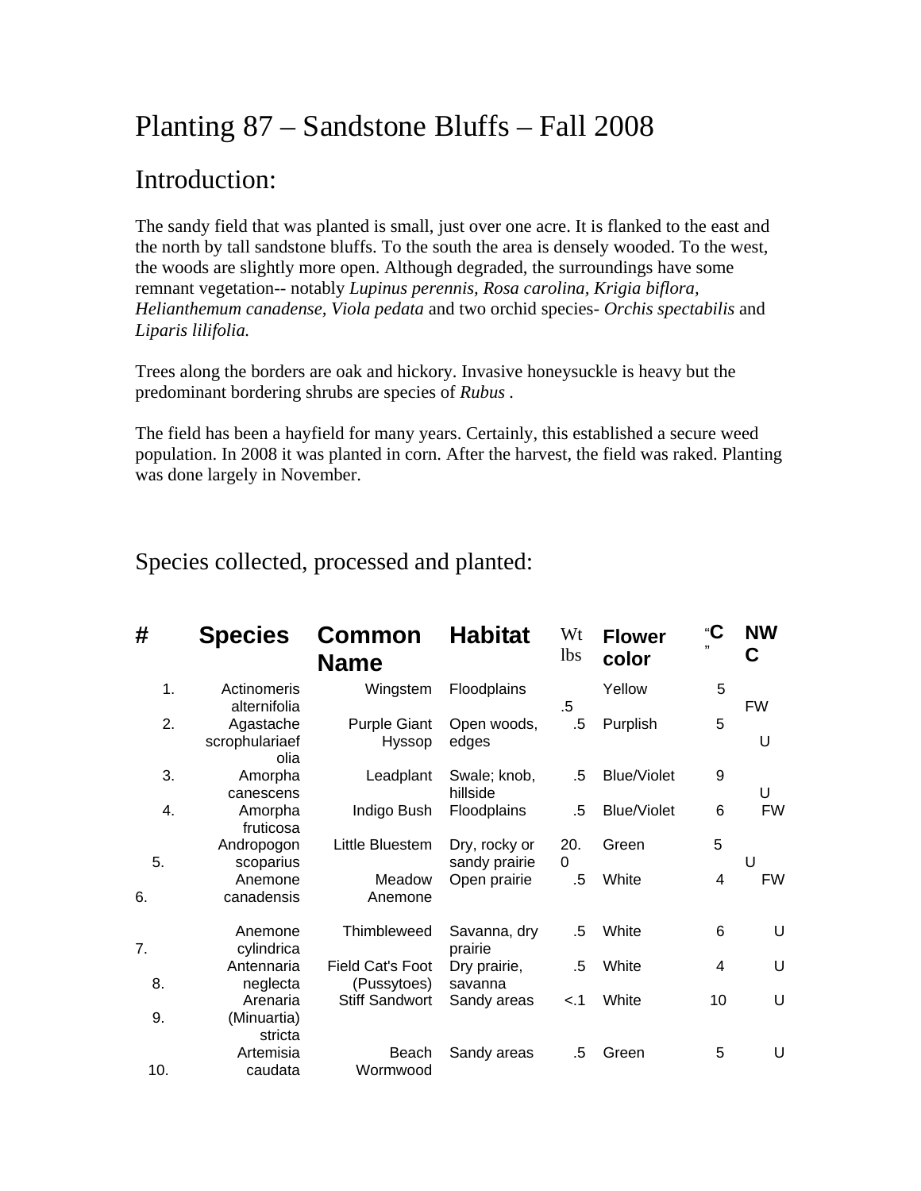# Planting 87 – Sandstone Bluffs – Fall 2008

## Introduction:

The sandy field that was planted is small, just over one acre. It is flanked to the east and the north by tall sandstone bluffs. To the south the area is densely wooded. To the west, the woods are slightly more open. Although degraded, the surroundings have some remnant vegetation-- notably *Lupinus perennis, Rosa carolina, Krigia biflora, Helianthemum canadense, Viola pedata* and two orchid species- *Orchis spectabilis* and *Liparis lilifolia.*

Trees along the borders are oak and hickory. Invasive honeysuckle is heavy but the predominant bordering shrubs are species of *Rubus* .

The field has been a hayfield for many years. Certainly, this established a secure weed population. In 2008 it was planted in corn. After the harvest, the field was raked. Planting was done largely in November.

## Species collected, processed and planted:

| # | Species | Common Name | Habitat | Wt lbs | Flower color | "C" | NWC |
|---|---|---|---|---|---|---|---|
| 1. | Actinomeris alternifolia | Wingstem | Floodplains | .5 | Yellow | 5 | FW |
| 2. | Agastache scrophulariaefolia | Purple Giant Hyssop | Open woods, edges | .5 | Purplish | 5 | U |
| 3. | Amorpha canescens | Leadplant | Swale; knob, hillside | .5 | Blue/Violet | 9 | U |
| 4. | Amorpha fruticosa | Indigo Bush | Floodplains | .5 | Blue/Violet | 6 | FW |
| 5. | Andropogon scoparius | Little Bluestem | Dry, rocky or sandy prairie | 20.0 | Green | 5 | U |
| 6. | Anemone canadensis | Meadow Anemone | Open prairie | .5 | White | 4 | FW |
| 7. | Anemone cylindrica | Thimbleweed | Savanna, dry prairie | .5 | White | 6 | U |
| 8. | Antennaria neglecta | Field Cat's Foot (Pussytoes) | Dry prairie, savanna | .5 | White | 4 | U |
| 9. | Arenaria (Minuartia) stricta | Stiff Sandwort | Sandy areas | <.1 | White | 10 | U |
| 10. | Artemisia caudata | Beach Wormwood | Sandy areas | .5 | Green | 5 | U |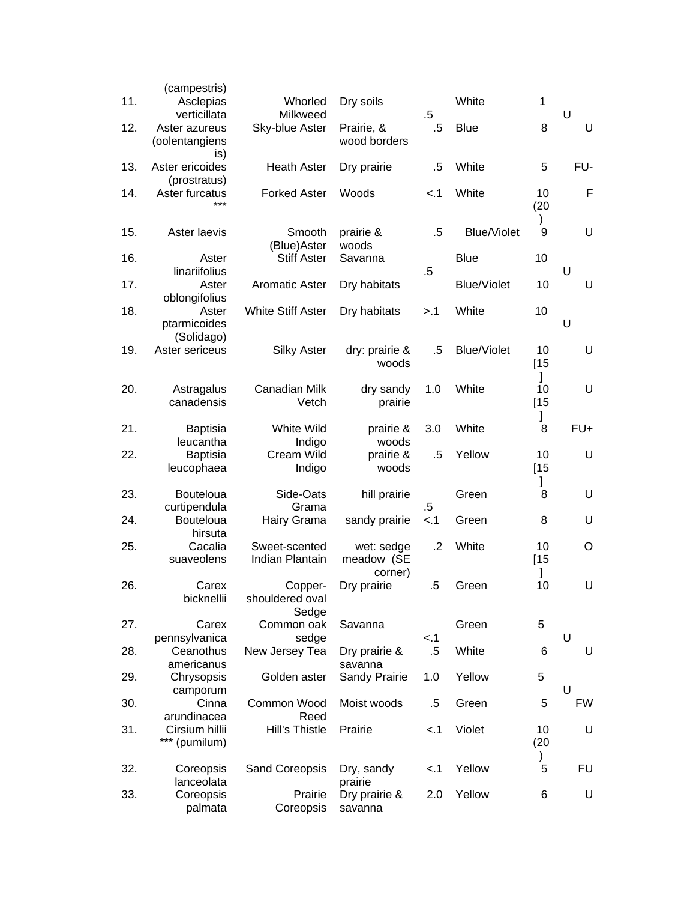| | | | | | | | |
|---|---|---|---|---|---|---|---|
| | (campestris) | | | | | | |
| 11. | Asclepias verticillata | Whorled Milkweed | Dry soils | .5 | White | 1 | U |
| 12. | Aster azureus (oolentangiensis) | Sky-blue Aster | Prairie, & wood borders | .5 | Blue | 8 | U |
| 13. | Aster ericoides (prostratus) | Heath Aster | Dry prairie | .5 | White | 5 | FU- |
| 14. | Aster furcatus *** | Forked Aster | Woods | <.1 | White | 10 (20) | F |
| 15. | Aster laevis | Smooth (Blue)Aster | prairie & woods | .5 | Blue/Violet | 9 | U |
| 16. | Aster linariifolius | Stiff Aster | Savanna | .5 | Blue | 10 | U |
| 17. | Aster oblongifolius | Aromatic Aster | Dry habitats | | Blue/Violet | 10 | U |
| 18. | Aster ptarmicoides (Solidago) | White Stiff Aster | Dry habitats | >.1 | White | 10 | U |
| 19. | Aster sericeus | Silky Aster | dry: prairie & woods | .5 | Blue/Violet | 10 [15] | U |
| 20. | Astragalus canadensis | Canadian Milk Vetch | dry sandy prairie | 1.0 | White | 10 [15] | U |
| 21. | Baptisia leucantha | White Wild Indigo | prairie & woods | 3.0 | White | 8 | FU+ |
| 22. | Baptisia leucophaea | Cream Wild Indigo | prairie & woods | .5 | Yellow | 10 [15] | U |
| 23. | Bouteloua curtipendula | Side-Oats Grama | hill prairie | .5 | Green | 8 | U |
| 24. | Bouteloua hirsuta | Hairy Grama | sandy prairie | <.1 | Green | 8 | U |
| 25. | Cacalia suaveolens | Sweet-scented Indian Plantain | wet: sedge meadow (SE corner) | .2 | White | 10 [15] | O |
| 26. | Carex bicknellii | Copper-shouldered oval Sedge | Dry prairie | .5 | Green | 10 | U |
| 27. | Carex pennsylvanica | Common oak sedge | Savanna | <.1 | Green | 5 | U |
| 28. | Ceanothus americanus | New Jersey Tea | Dry prairie & savanna | .5 | White | 6 | U |
| 29. | Chrysopsis camporum | Golden aster | Sandy Prairie | 1.0 | Yellow | 5 | U |
| 30. | Cinna arundinacea | Common Wood Reed | Moist woods | .5 | Green | 5 | FW |
| 31. | Cirsium hillii *** (pumilum) | Hill's Thistle | Prairie | <.1 | Violet | 10 (20) | U |
| 32. | Coreopsis lanceolata | Sand Coreopsis | Dry, sandy prairie | <.1 | Yellow | 5 | FU |
| 33. | Coreopsis palmata | Prairie Coreopsis | Dry prairie & savanna | 2.0 | Yellow | 6 | U |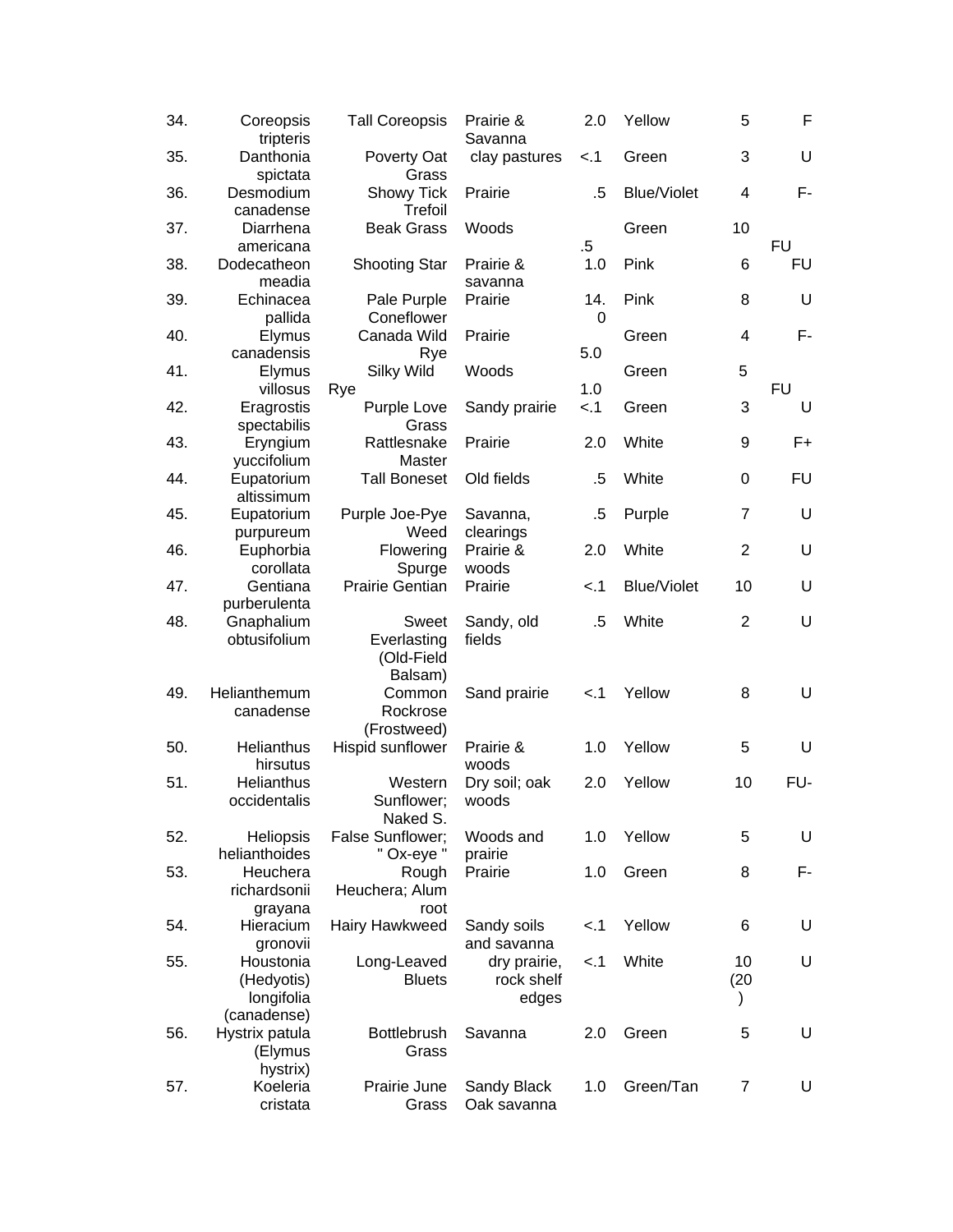| | | | | | | | |
|---|---|---|---|---|---|---|---|
| 34. | Coreopsis tripteris | Tall Coreopsis | Prairie & Savanna | 2.0 | Yellow | 5 | F |
| 35. | Danthonia spictata | Poverty Oat Grass | clay pastures | <.1 | Green | 3 | U |
| 36. | Desmodium canadense | Showy Tick Trefoil | Prairie | .5 | Blue/Violet | 4 | F- |
| 37. | Diarrhena americana | Beak Grass | Woods | .5 | Green | 10 | FU |
| 38. | Dodecatheon meadia | Shooting Star | Prairie & savanna | 1.0 | Pink | 6 | FU |
| 39. | Echinacea pallida | Pale Purple Coneflower | Prairie | 14.0 | Pink | 8 | U |
| 40. | Elymus canadensis | Canada Wild Rye | Prairie | 5.0 | Green | 4 | F- |
| 41. | Elymus villosus | Silky Wild Rye | Woods | 1.0 | Green | 5 | FU |
| 42. | Eragrostis spectabilis | Purple Love Grass | Sandy prairie | <.1 | Green | 3 | U |
| 43. | Eryngium yuccifolium | Rattlesnake Master | Prairie | 2.0 | White | 9 | F+ |
| 44. | Eupatorium altissimum | Tall Boneset | Old fields | .5 | White | 0 | FU |
| 45. | Eupatorium purpureum | Purple Joe-Pye Weed | Savanna, clearings | .5 | Purple | 7 | U |
| 46. | Euphorbia corollata | Flowering Spurge | Prairie & woods | 2.0 | White | 2 | U |
| 47. | Gentiana purberulenta | Prairie Gentian | Prairie | <.1 | Blue/Violet | 10 | U |
| 48. | Gnaphalium obtusifolium | Sweet Everlasting (Old-Field Balsam) | Sandy, old fields | .5 | White | 2 | U |
| 49. | Helianthemum canadense | Common Rockrose (Frostweed) | Sand prairie | <.1 | Yellow | 8 | U |
| 50. | Helianthus hirsutus | Hispid sunflower | Prairie & woods | 1.0 | Yellow | 5 | U |
| 51. | Helianthus occidentalis | Western Sunflower; Naked S. | Dry soil; oak woods | 2.0 | Yellow | 10 | FU- |
| 52. | Heliopsis helianthoides | False Sunflower; " Ox-eye " | Woods and prairie | 1.0 | Yellow | 5 | U |
| 53. | Heuchera richardsonii grayana | Rough Heuchera; Alum root | Prairie | 1.0 | Green | 8 | F- |
| 54. | Hieracium gronovii | Hairy Hawkweed | Sandy soils and savanna | <.1 | Yellow | 6 | U |
| 55. | Houstonia (Hedyotis) longifolia (canadense) | Long-Leaved Bluets | dry prairie, rock shelf edges | <.1 | White | 10 (20) | U |
| 56. | Hystrix patula (Elymus hystrix) | Bottlebrush Grass | Savanna | 2.0 | Green | 5 | U |
| 57. | Koeleria cristata | Prairie June Grass | Sandy Black Oak savanna | 1.0 | Green/Tan | 7 | U |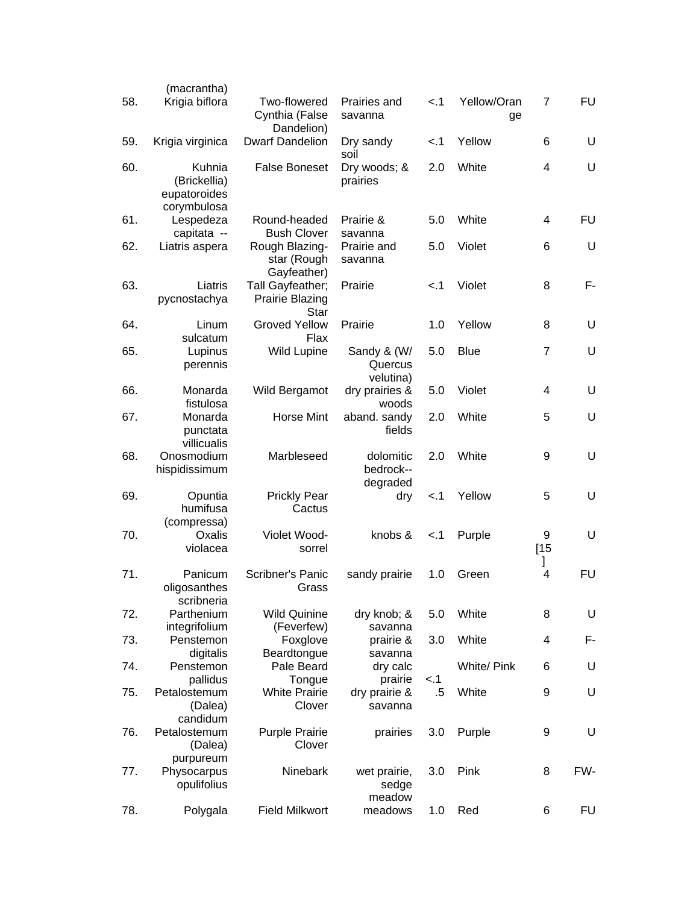| | (macrantha) | | | | | | |
|---|---|---|---|---|---|---|---|
| 58. | Krigia biflora | Two-flowered Cynthia (False Dandelion) | Prairies and savanna | <.1 | Yellow/Orange | 7 | FU |
| 59. | Krigia virginica | Dwarf Dandelion | Dry sandy soil | <.1 | Yellow | 6 | U |
| 60. | Kuhnia (Brickellia) eupatoroides corymbulosa | False Boneset | Dry woods; & prairies | 2.0 | White | 4 | U |
| 61. | Lespedeza capitata -- | Round-headed Bush Clover | Prairie & savanna | 5.0 | White | 4 | FU |
| 62. | Liatris aspera | Rough Blazing-star (Rough Gayfeather) | Prairie and savanna | 5.0 | Violet | 6 | U |
| 63. | Liatris pycnostachya | Tall Gayfeather; Prairie Blazing Star | Prairie | <.1 | Violet | 8 | F- |
| 64. | Linum sulcatum | Groved Yellow Flax | Prairie | 1.0 | Yellow | 8 | U |
| 65. | Lupinus perennis | Wild Lupine | Sandy & (W/ Quercus velutina) | 5.0 | Blue | 7 | U |
| 66. | Monarda fistulosa | Wild Bergamot | dry prairies & woods | 5.0 | Violet | 4 | U |
| 67. | Monarda punctata villicualis | Horse Mint | aband. sandy fields | 2.0 | White | 5 | U |
| 68. | Onosmodium hispidissimum | Marbleseed | dolomitic bedrock--degraded | 2.0 | White | 9 | U |
| 69. | Opuntia humifusa (compressa) | Prickly Pear Cactus | dry | <.1 | Yellow | 5 | U |
| 70. | Oxalis violacea | Violet Wood-sorrel | knobs & | <.1 | Purple | 9 [15] | U |
| 71. | Panicum oligosanthes scribneria | Scribner's Panic Grass | sandy prairie | 1.0 | Green | 4 | FU |
| 72. | Parthenium integrifolium | Wild Quinine (Feverfew) | dry knob; & savanna | 5.0 | White | 8 | U |
| 73. | Penstemon digitalis | Foxglove Beardtongue | prairie & savanna | 3.0 | White | 4 | F- |
| 74. | Penstemon pallidus | Pale Beard Tongue | dry calc prairie | <.1 | White/ Pink | 6 | U |
| 75. | Petalostemum (Dalea) candidum | White Prairie Clover | dry prairie & savanna | .5 | White | 9 | U |
| 76. | Petalostemum (Dalea) purpureum | Purple Prairie Clover | prairies | 3.0 | Purple | 9 | U |
| 77. | Physocarpus opulifolius | Ninebark | wet prairie, sedge meadow | 3.0 | Pink | 8 | FW- |
| 78. | Polygala | Field Milkwort | meadows | 1.0 | Red | 6 | FU |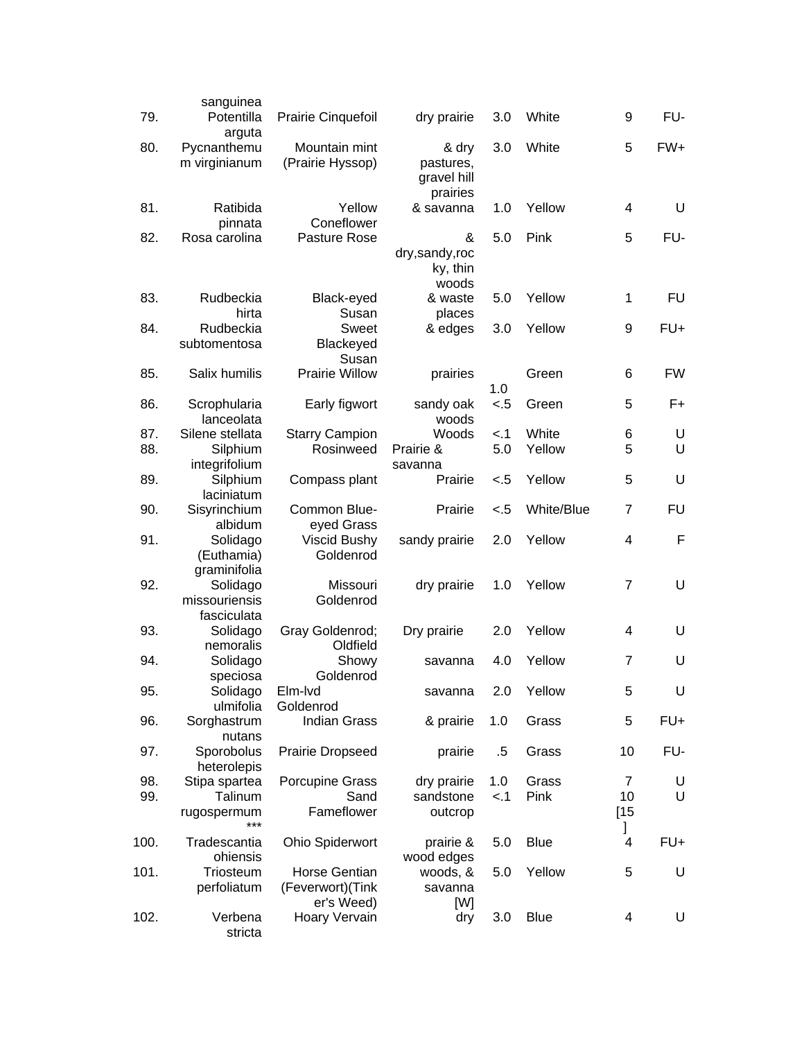| | sanguinea | | | | | | |
|---|---|---|---|---|---|---|---|
| 79. | Potentilla arguta | Prairie Cinquefoil | dry prairie | 3.0 | White | 9 | FU- |
| 80. | Pycnanthemum virginianum | Mountain mint (Prairie Hyssop) | & dry pastures, gravel hill prairies | 3.0 | White | 5 | FW+ |
| 81. | Ratibida pinnata | Yellow Coneflower | & savanna | 1.0 | Yellow | 4 | U |
| 82. | Rosa carolina | Pasture Rose | & dry,sandy,rocky, thin woods | 5.0 | Pink | 5 | FU- |
| 83. | Rudbeckia hirta | Black-eyed Susan | & waste places | 5.0 | Yellow | 1 | FU |
| 84. | Rudbeckia subtomentosa | Sweet Blackeyed Susan | & edges | 3.0 | Yellow | 9 | FU+ |
| 85. | Salix humilis | Prairie Willow | prairies | 1.0 | Green | 6 | FW |
| 86. | Scrophularia lanceolata | Early figwort | sandy oak woods | <.5 | Green | 5 | F+ |
| 87. | Silene stellata | Starry Campion | Woods | <.1 | White | 6 | U |
| 88. | Silphium integrifolium | Rosinweed | Prairie & savanna | 5.0 | Yellow | 5 | U |
| 89. | Silphium laciniatum | Compass plant | Prairie | <.5 | Yellow | 5 | U |
| 90. | Sisyrinchium albidum | Common Blue-eyed Grass | Prairie | <.5 | White/Blue | 7 | FU |
| 91. | Solidago (Euthamia) graminifolia | Viscid Bushy Goldenrod | sandy prairie | 2.0 | Yellow | 4 | F |
| 92. | Solidago missouriensis fasciculata | Missouri Goldenrod | dry prairie | 1.0 | Yellow | 7 | U |
| 93. | Solidago nemoralis | Gray Goldenrod; Oldfield | Dry prairie | 2.0 | Yellow | 4 | U |
| 94. | Solidago speciosa | Showy Goldenrod | savanna | 4.0 | Yellow | 7 | U |
| 95. | Solidago ulmifolia | Elm-lvd Goldenrod | savanna | 2.0 | Yellow | 5 | U |
| 96. | Sorghastrum nutans | Indian Grass | & prairie | 1.0 | Grass | 5 | FU+ |
| 97. | Sporobolus heterolepis | Prairie Dropseed | prairie | .5 | Grass | 10 | FU- |
| 98. | Stipa spartea | Porcupine Grass | dry prairie | 1.0 | Grass | 7 | U |
| 99. | Talinum rugospermum *** | Sand Fameflower | sandstone outcrop | <.1 | Pink | 10 [15] | U |
| 100. | Tradescantia ohiensis | Ohio Spiderwort | prairie & wood edges | 5.0 | Blue | 4 | FU+ |
| 101. | Triosteum perfoliatum | Horse Gentian (Feverwort)(Tinker's Weed) | woods, & savanna [W] | 5.0 | Yellow | 5 | U |
| 102. | Verbena stricta | Hoary Vervain | dry | 3.0 | Blue | 4 | U |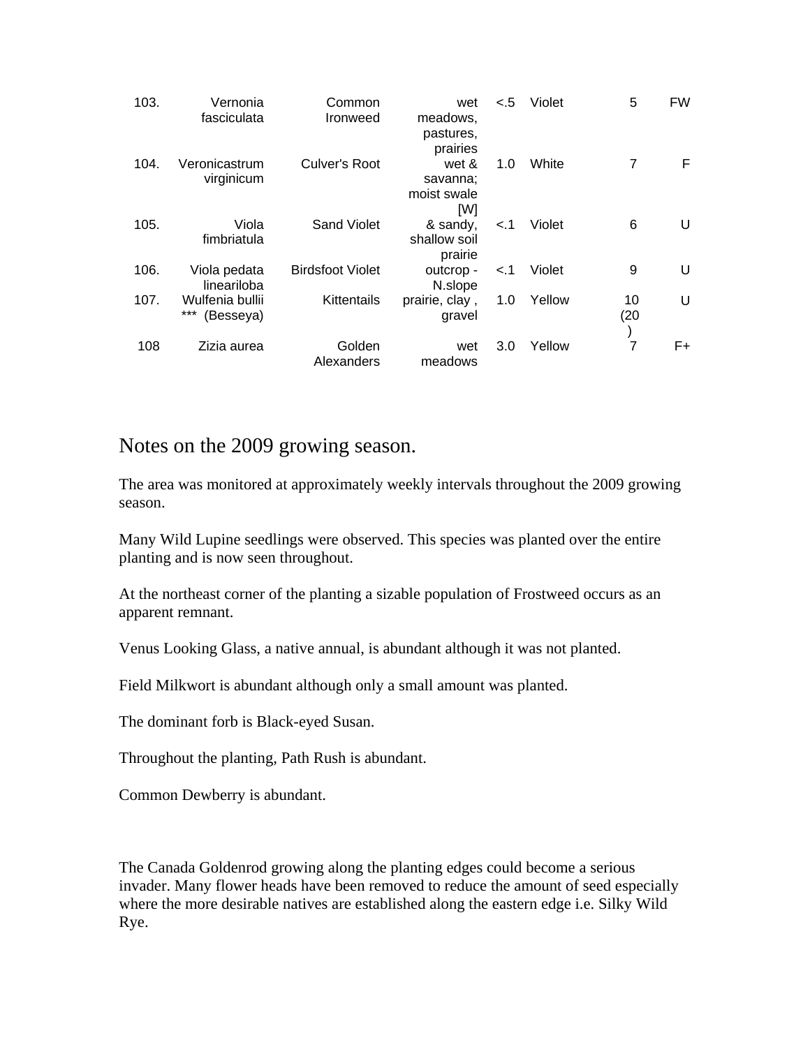| | | | | | | | |
|---|---|---|---|---|---|---|---|
| 103. | Vernonia fasciculata | Common Ironweed | wet meadows, pastures, prairies | <.5 | Violet | 5 | FW |
| 104. | Veronicastrum virginicum | Culver's Root | wet & savanna; moist swale | 1.0 | White | 7 | F |
| 105. | Viola fimbriatula | Sand Violet | [W] & sandy, shallow soil prairie | <.1 | Violet | 6 | U |
| 106. | Viola pedata lineariloba | Birdsfoot Violet | outcrop - N.slope | <.1 | Violet | 9 | U |
| 107. | Wulfenia bullii *** (Besseya) | Kittentails | prairie, clay , gravel | 1.0 | Yellow | 10 (20) | U |
| 108 | Zizia aurea | Golden Alexanders | wet meadows | 3.0 | Yellow | 7 | F+ |

# Notes on the 2009 growing season.

The area was monitored at approximately weekly intervals throughout the 2009 growing season.

Many Wild Lupine seedlings were observed. This species was planted over the entire planting and is now seen throughout.

At the northeast corner of the planting a sizable population of Frostweed occurs as an apparent remnant.

Venus Looking Glass, a native annual, is abundant although it was not planted.

Field Milkwort is abundant although only a small amount was planted.

The dominant forb is Black-eyed Susan.

Throughout the planting, Path Rush is abundant.

Common Dewberry is abundant.

The Canada Goldenrod growing along the planting edges could become a serious invader. Many flower heads have been removed to reduce the amount of seed especially where the more desirable natives are established along the eastern edge i.e. Silky Wild Rye.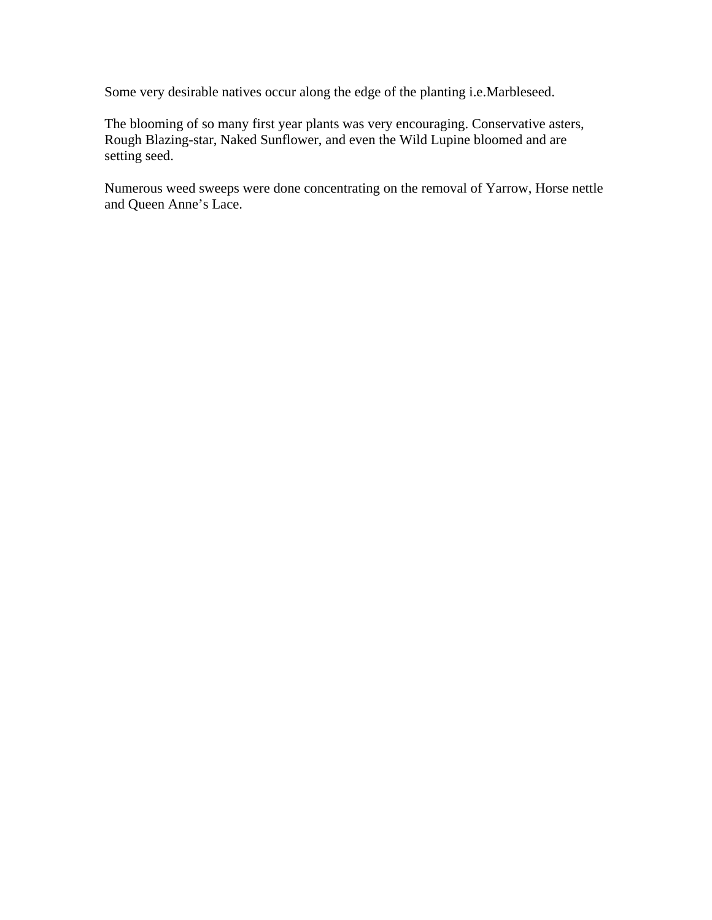Some very desirable natives occur along the edge of the planting i.e.Marbleseed.

The blooming of so many first year plants was very encouraging. Conservative asters, Rough Blazing-star, Naked Sunflower, and even the Wild Lupine bloomed and are setting seed.

Numerous weed sweeps were done concentrating on the removal of Yarrow, Horse nettle and Queen Anne's Lace.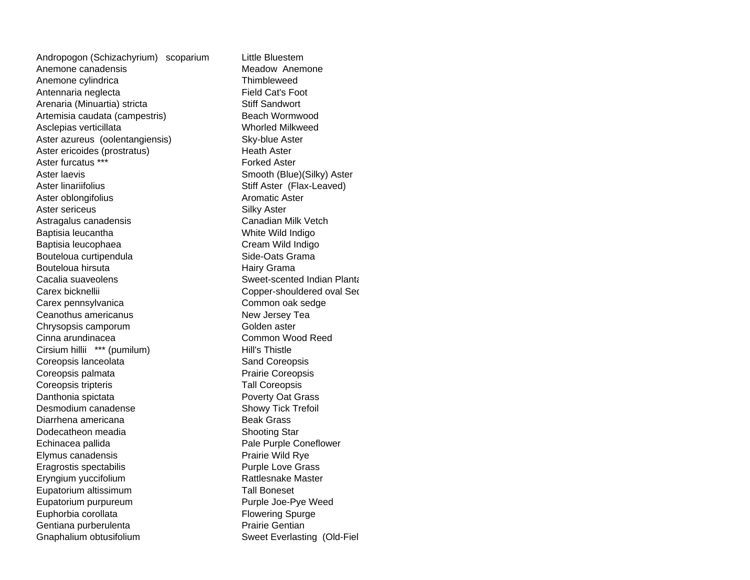| | |
|---|---|
| Andropogon (Schizachyrium) scoparium | Little Bluestem |
| Anemone canadensis | Meadow Anemone |
| Anemone cylindrica | Thimbleweed |
| Antennaria neglecta | Field Cat's Foot |
| Arenaria (Minuartia) stricta | Stiff Sandwort |
| Artemisia caudata (campestris) | Beach Wormwood |
| Asclepias verticillata | Whorled Milkweed |
| Aster azureus (oolentangiensis) | Sky-blue Aster |
| Aster ericoides (prostratus) | Heath Aster |
| Aster furcatus *** | Forked Aster |
| Aster laevis | Smooth (Blue)(Silky) Aster |
| Aster linariifolius | Stiff Aster (Flax-Leaved) |
| Aster oblongifolius | Aromatic Aster |
| Aster sericeus | Silky Aster |
| Astragalus canadensis | Canadian Milk Vetch |
| Baptisia leucantha | White Wild Indigo |
| Baptisia leucophaea | Cream Wild Indigo |
| Bouteloua curtipendula | Side-Oats Grama |
| Bouteloua hirsuta | Hairy Grama |
| Cacalia suaveolens | Sweet-scented Indian Planta |
| Carex bicknellii | Copper-shouldered oval Sec |
| Carex pennsylvanica | Common oak sedge |
| Ceanothus americanus | New Jersey Tea |
| Chrysopsis camporum | Golden aster |
| Cinna arundinacea | Common Wood Reed |
| Cirsium hillii *** (pumilum) | Hill's Thistle |
| Coreopsis lanceolata | Sand Coreopsis |
| Coreopsis palmata | Prairie Coreopsis |
| Coreopsis tripteris | Tall Coreopsis |
| Danthonia spictata | Poverty Oat Grass |
| Desmodium canadense | Showy Tick Trefoil |
| Diarrhena americana | Beak Grass |
| Dodecatheon meadia | Shooting Star |
| Echinacea pallida | Pale Purple Coneflower |
| Elymus canadensis | Prairie Wild Rye |
| Eragrostis spectabilis | Purple Love Grass |
| Eryngium yuccifolium | Rattlesnake Master |
| Eupatorium altissimum | Tall Boneset |
| Eupatorium purpureum | Purple Joe-Pye Weed |
| Euphorbia corollata | Flowering Spurge |
| Gentiana purberulenta | Prairie Gentian |
| Gnaphalium obtusifolium | Sweet Everlasting (Old-Fiel |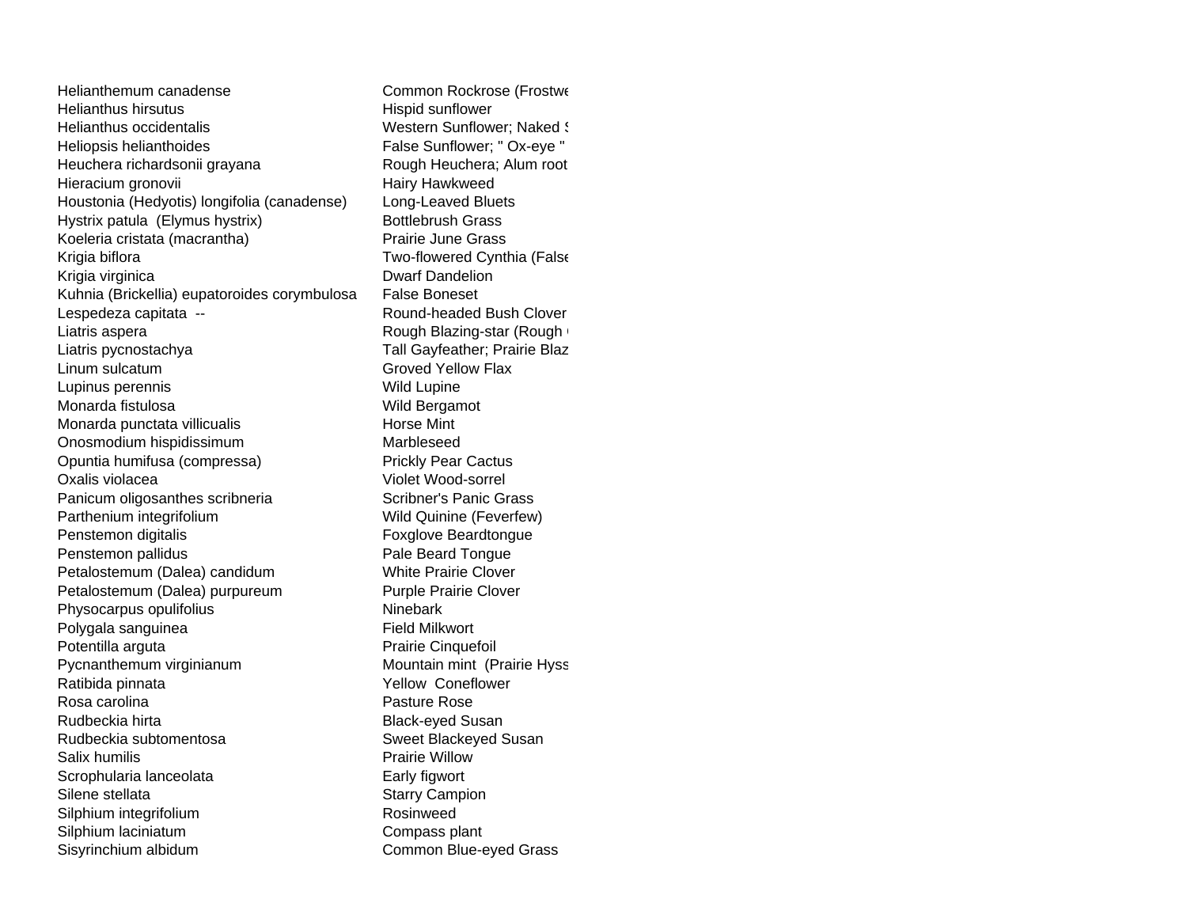| | |
|---|---|
| Helianthemum canadense | Common Rockrose (Frostwe |
| Helianthus hirsutus | Hispid sunflower |
| Helianthus occidentalis | Western Sunflower; Naked S |
| Heliopsis helianthoides | False Sunflower; " Ox-eye " |
| Heuchera richardsonii grayana | Rough Heuchera; Alum root |
| Hieracium gronovii | Hairy Hawkweed |
| Houstonia (Hedyotis) longifolia (canadense) | Long-Leaved Bluets |
| Hystrix patula (Elymus hystrix) | Bottlebrush Grass |
| Koeleria cristata (macrantha) | Prairie June Grass |
| Krigia biflora | Two-flowered Cynthia (False |
| Krigia virginica | Dwarf Dandelion |
| Kuhnia (Brickellia) eupatoroides corymbulosa | False Boneset |
| Lespedeza capitata -- | Round-headed Bush Clover |
| Liatris aspera | Rough Blazing-star (Rough |
| Liatris pycnostachya | Tall Gayfeather; Prairie Blaz |
| Linum sulcatum | Groved Yellow Flax |
| Lupinus perennis | Wild Lupine |
| Monarda fistulosa | Wild Bergamot |
| Monarda punctata villicualis | Horse Mint |
| Onosmodium hispidissimum | Marbleseed |
| Opuntia humifusa (compressa) | Prickly Pear Cactus |
| Oxalis violacea | Violet Wood-sorrel |
| Panicum oligosanthes scribneria | Scribner's Panic Grass |
| Parthenium integrifolium | Wild Quinine (Feverfew) |
| Penstemon digitalis | Foxglove Beardtongue |
| Penstemon pallidus | Pale Beard Tongue |
| Petalostemum (Dalea) candidum | White Prairie Clover |
| Petalostemum (Dalea) purpureum | Purple Prairie Clover |
| Physocarpus opulifolius | Ninebark |
| Polygala sanguinea | Field Milkwort |
| Potentilla arguta | Prairie Cinquefoil |
| Pycnanthemum virginianum | Mountain mint (Prairie Hyss |
| Ratibida pinnata | Yellow Coneflower |
| Rosa carolina | Pasture Rose |
| Rudbeckia hirta | Black-eyed Susan |
| Rudbeckia subtomentosa | Sweet Blackeyed Susan |
| Salix humilis | Prairie Willow |
| Scrophularia lanceolata | Early figwort |
| Silene stellata | Starry Campion |
| Silphium integrifolium | Rosinweed |
| Silphium laciniatum | Compass plant |
| Sisyrinchium albidum | Common Blue-eyed Grass |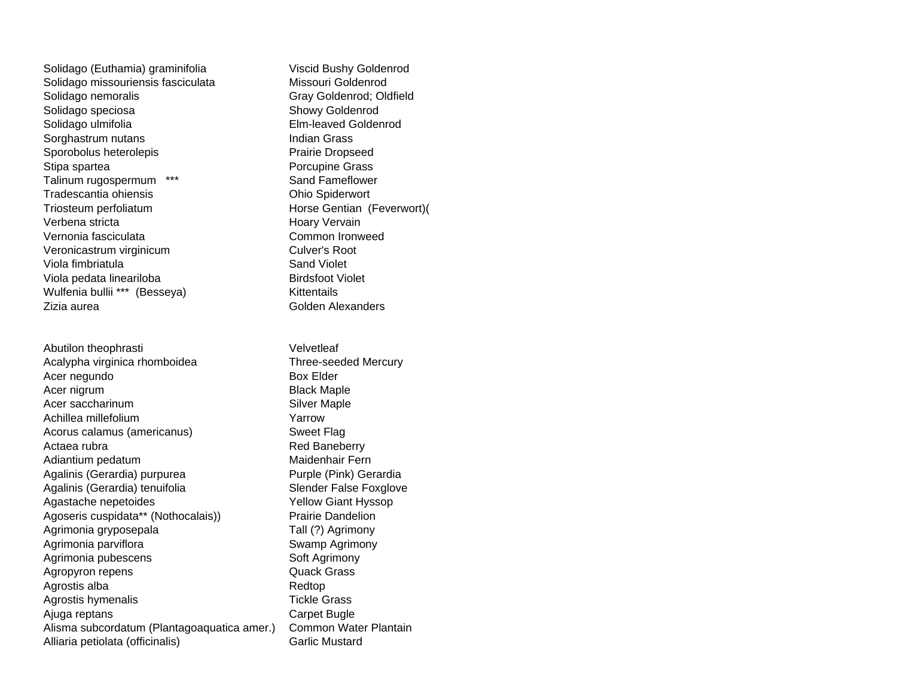| | |
|---|---|
| Solidago (Euthamia) graminifolia | Viscid Bushy Goldenrod |
| Solidago missouriensis fasciculata | Missouri Goldenrod |
| Solidago nemoralis | Gray Goldenrod; Oldfield |
| Solidago speciosa | Showy Goldenrod |
| Solidago ulmifolia | Elm-leaved Goldenrod |
| Sorghastrum nutans | Indian Grass |
| Sporobolus heterolepis | Prairie Dropseed |
| Stipa spartea | Porcupine Grass |
| Talinum rugospermum *** | Sand Fameflower |
| Tradescantia ohiensis | Ohio Spiderwort |
| Triosteum perfoliatum | Horse Gentian (Feverwort)( |
| Verbena stricta | Hoary Vervain |
| Vernonia fasciculata | Common Ironweed |
| Veronicastrum virginicum | Culver's Root |
| Viola fimbriatula | Sand Violet |
| Viola pedata lineariloba | Birdsfoot Violet |
| Wulfenia bullii *** (Besseya) | Kittentails |
| Zizia aurea | Golden Alexanders |

| | |
|---|---|
| Abutilon theophrasti | Velvetleaf |
| Acalypha virginica rhomboidea | Three-seeded Mercury |
| Acer negundo | Box Elder |
| Acer nigrum | Black Maple |
| Acer saccharinum | Silver Maple |
| Achillea millefolium | Yarrow |
| Acorus calamus (americanus) | Sweet Flag |
| Actaea rubra | Red Baneberry |
| Adiantium pedatum | Maidenhair Fern |
| Agalinis (Gerardia) purpurea | Purple (Pink) Gerardia |
| Agalinis (Gerardia) tenuifolia | Slender False Foxglove |
| Agastache nepetoides | Yellow Giant Hyssop |
| Agoseris cuspidata** (Nothocalais)) | Prairie Dandelion |
| Agrimonia gryposepala | Tall (?) Agrimony |
| Agrimonia parviflora | Swamp Agrimony |
| Agrimonia pubescens | Soft Agrimony |
| Agropyron repens | Quack Grass |
| Agrostis alba | Redtop |
| Agrostis hymenalis | Tickle Grass |
| Ajuga reptans | Carpet Bugle |
| Alisma subcordatum (Plantagoaquatica amer.) | Common Water Plantain |
| Alliaria petiolata (officinalis) | Garlic Mustard |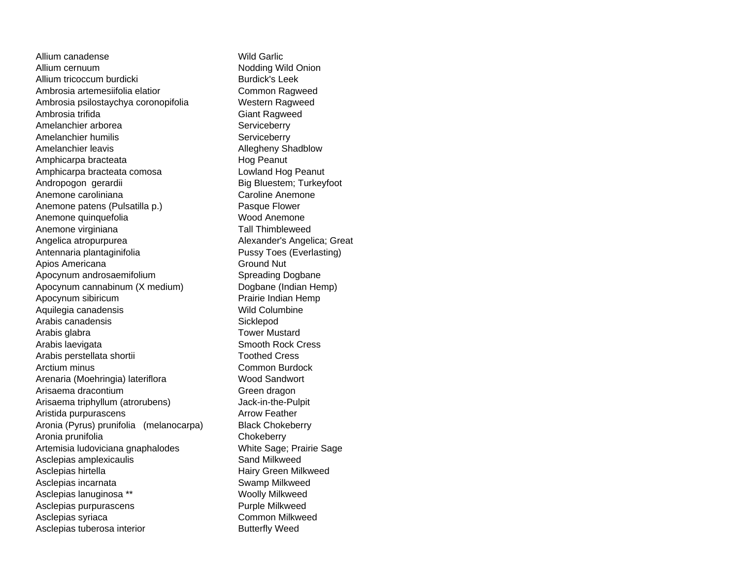| | |
|---|---|
| Allium canadense | Wild Garlic |
| Allium cernuum | Nodding Wild Onion |
| Allium tricoccum burdicki | Burdick's Leek |
| Ambrosia artemesiifolia elatior | Common Ragweed |
| Ambrosia psilostaychya coronopifolia | Western Ragweed |
| Ambrosia trifida | Giant Ragweed |
| Amelanchier arborea | Serviceberry |
| Amelanchier humilis | Serviceberry |
| Amelanchier leavis | Allegheny Shadblow |
| Amphicarpa bracteata | Hog Peanut |
| Amphicarpa bracteata comosa | Lowland Hog Peanut |
| Andropogon  gerardii | Big Bluestem; Turkeyfoot |
| Anemone caroliniana | Caroline Anemone |
| Anemone patens (Pulsatilla p.) | Pasque Flower |
| Anemone quinquefolia | Wood Anemone |
| Anemone virginiana | Tall Thimbleweed |
| Angelica atropurpurea | Alexander's Angelica; Great |
| Antennaria plantaginifolia | Pussy Toes (Everlasting) |
| Apios Americana | Ground Nut |
| Apocynum androsaemifolium | Spreading Dogbane |
| Apocynum cannabinum (X medium) | Dogbane (Indian Hemp) |
| Apocynum sibiricum | Prairie Indian Hemp |
| Aquilegia canadensis | Wild Columbine |
| Arabis canadensis | Sicklepod |
| Arabis glabra | Tower Mustard |
| Arabis laevigata | Smooth Rock Cress |
| Arabis perstellata shortii | Toothed Cress |
| Arctium minus | Common Burdock |
| Arenaria (Moehringia) lateriflora | Wood Sandwort |
| Arisaema dracontium | Green dragon |
| Arisaema triphyllum (atrorubens) | Jack-in-the-Pulpit |
| Aristida purpurascens | Arrow Feather |
| Aronia (Pyrus) prunifolia   (melanocarpa) | Black Chokeberry |
| Aronia prunifolia | Chokeberry |
| Artemisia ludoviciana gnaphalodes | White Sage; Prairie Sage |
| Asclepias amplexicaulis | Sand Milkweed |
| Asclepias hirtella | Hairy Green Milkweed |
| Asclepias incarnata | Swamp Milkweed |
| Asclepias lanuginosa ** | Woolly Milkweed |
| Asclepias purpurascens | Purple Milkweed |
| Asclepias syriaca | Common Milkweed |
| Asclepias tuberosa interior | Butterfly Weed |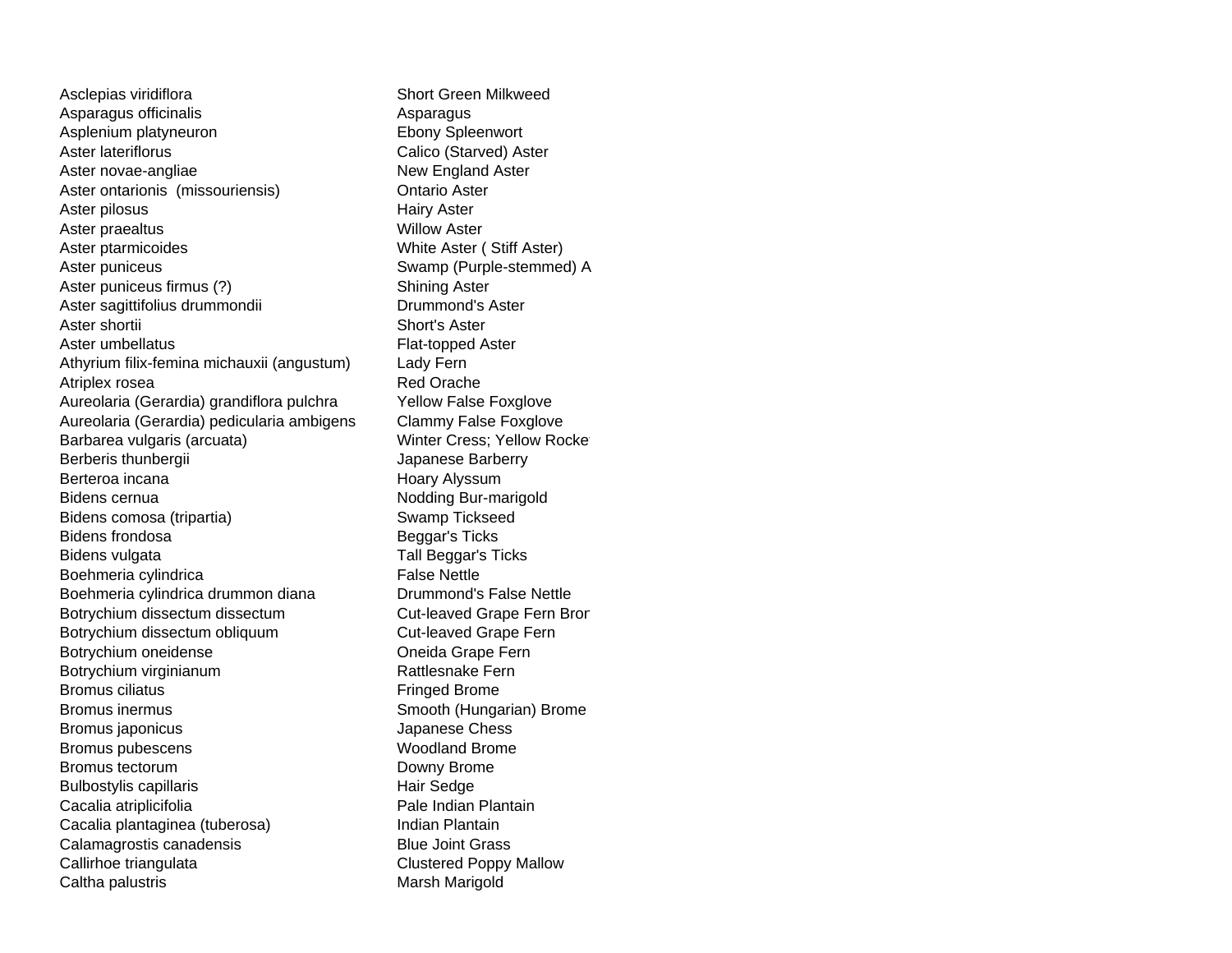| | |
|---|---|
| Asclepias viridiflora | Short Green Milkweed |
| Asparagus officinalis | Asparagus |
| Asplenium platyneuron | Ebony Spleenwort |
| Aster lateriflorus | Calico (Starved) Aster |
| Aster novae-angliae | New England Aster |
| Aster ontarionis (missouriensis) | Ontario Aster |
| Aster pilosus | Hairy Aster |
| Aster praealtus | Willow Aster |
| Aster ptarmicoides | White Aster ( Stiff Aster) |
| Aster puniceus | Swamp (Purple-stemmed) A |
| Aster puniceus firmus (?) | Shining Aster |
| Aster sagittifolius drummondii | Drummond's Aster |
| Aster shortii | Short's Aster |
| Aster umbellatus | Flat-topped Aster |
| Athyrium filix-femina michauxii (angustum) | Lady Fern |
| Atriplex rosea | Red Orache |
| Aureolaria (Gerardia) grandiflora pulchra | Yellow False Foxglove |
| Aureolaria (Gerardia) pedicularia ambigens | Clammy False Foxglove |
| Barbarea vulgaris (arcuata) | Winter Cress; Yellow Rocke |
| Berberis thunbergii | Japanese Barberry |
| Berteroa incana | Hoary Alyssum |
| Bidens cernua | Nodding Bur-marigold |
| Bidens comosa (tripartia) | Swamp Tickseed |
| Bidens frondosa | Beggar's Ticks |
| Bidens vulgata | Tall Beggar's Ticks |
| Boehmeria cylindrica | False Nettle |
| Boehmeria cylindrica drummon diana | Drummond's False Nettle |
| Botrychium dissectum dissectum | Cut-leaved Grape Fern Bror |
| Botrychium dissectum obliquum | Cut-leaved Grape Fern |
| Botrychium oneidense | Oneida Grape Fern |
| Botrychium virginianum | Rattlesnake Fern |
| Bromus ciliatus | Fringed Brome |
| Bromus inermus | Smooth (Hungarian) Brome |
| Bromus japonicus | Japanese Chess |
| Bromus pubescens | Woodland Brome |
| Bromus tectorum | Downy Brome |
| Bulbostylis capillaris | Hair Sedge |
| Cacalia atriplicifolia | Pale Indian Plantain |
| Cacalia plantaginea (tuberosa) | Indian Plantain |
| Calamagrostis canadensis | Blue Joint Grass |
| Callirhoe triangulata | Clustered Poppy Mallow |
| Caltha palustris | Marsh Marigold |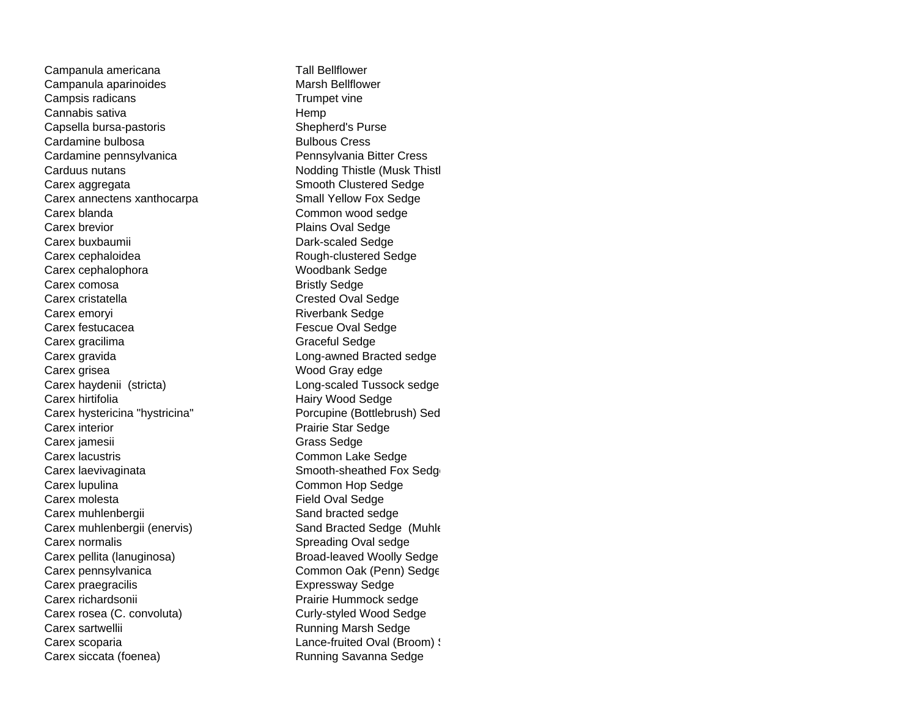| | |
|---|---|
| Campanula americana | Tall Bellflower |
| Campanula aparinoides | Marsh Bellflower |
| Campsis radicans | Trumpet vine |
| Cannabis sativa | Hemp |
| Capsella bursa-pastoris | Shepherd's Purse |
| Cardamine bulbosa | Bulbous Cress |
| Cardamine pennsylvanica | Pennsylvania Bitter Cress |
| Carduus nutans | Nodding Thistle (Musk Thistl |
| Carex aggregata | Smooth Clustered Sedge |
| Carex annectens xanthocarpa | Small Yellow Fox Sedge |
| Carex blanda | Common wood sedge |
| Carex brevior | Plains Oval Sedge |
| Carex buxbaumii | Dark-scaled Sedge |
| Carex cephaloidea | Rough-clustered Sedge |
| Carex cephalophora | Woodbank Sedge |
| Carex comosa | Bristly Sedge |
| Carex cristatella | Crested Oval Sedge |
| Carex emoryi | Riverbank Sedge |
| Carex festucacea | Fescue Oval Sedge |
| Carex gracilima | Graceful Sedge |
| Carex gravida | Long-awned Bracted sedge |
| Carex grisea | Wood Gray edge |
| Carex haydenii (stricta) | Long-scaled Tussock sedge |
| Carex hirtifolia | Hairy Wood Sedge |
| Carex hystericina "hystricina" | Porcupine (Bottlebrush) Sed |
| Carex interior | Prairie Star Sedge |
| Carex jamesii | Grass Sedge |
| Carex lacustris | Common Lake Sedge |
| Carex laevivaginata | Smooth-sheathed Fox Sedg |
| Carex lupulina | Common Hop Sedge |
| Carex molesta | Field Oval Sedge |
| Carex muhlenbergii | Sand bracted sedge |
| Carex muhlenbergii (enervis) | Sand Bracted Sedge (Muhle |
| Carex normalis | Spreading Oval sedge |
| Carex pellita (lanuginosa) | Broad-leaved Woolly Sedge |
| Carex pennsylvanica | Common Oak (Penn) Sedge |
| Carex praegracilis | Expressway Sedge |
| Carex richardsonii | Prairie Hummock sedge |
| Carex rosea (C. convoluta) | Curly-styled Wood Sedge |
| Carex sartwellii | Running Marsh Sedge |
| Carex scoparia | Lance-fruited Oval (Broom) S |
| Carex siccata (foenea) | Running Savanna Sedge |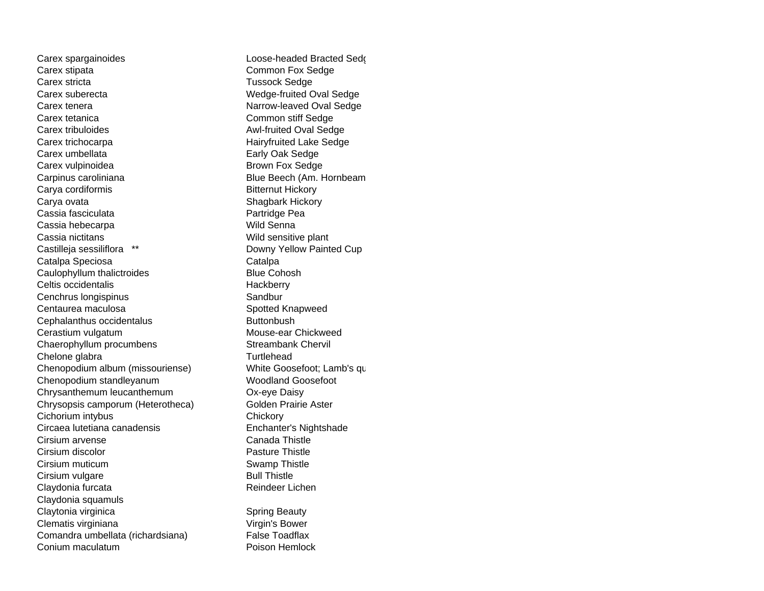| | |
|---|---|
| Carex spargainoides | Loose-headed Bracted Sedg |
| Carex stipata | Common Fox Sedge |
| Carex stricta | Tussock Sedge |
| Carex suberecta | Wedge-fruited Oval Sedge |
| Carex tenera | Narrow-leaved Oval Sedge |
| Carex tetanica | Common stiff Sedge |
| Carex tribuloides | Awl-fruited Oval Sedge |
| Carex trichocarpa | Hairyfruited Lake Sedge |
| Carex umbellata | Early Oak Sedge |
| Carex vulpinoidea | Brown Fox Sedge |
| Carpinus caroliniana | Blue Beech (Am. Hornbeam |
| Carya cordiformis | Bitternut Hickory |
| Carya ovata | Shagbark Hickory |
| Cassia fasciculata | Partridge Pea |
| Cassia hebecarpa | Wild Senna |
| Cassia nictitans | Wild sensitive plant |
| Castilleja sessiliflora ** | Downy Yellow Painted Cup |
| Catalpa Speciosa | Catalpa |
| Caulophyllum thalictroides | Blue Cohosh |
| Celtis occidentalis | Hackberry |
| Cenchrus longispinus | Sandbur |
| Centaurea maculosa | Spotted Knapweed |
| Cephalanthus occidentalus | Buttonbush |
| Cerastium vulgatum | Mouse-ear Chickweed |
| Chaerophyllum procumbens | Streambank Chervil |
| Chelone glabra | Turtlehead |
| Chenopodium album (missouriense) | White Goosefoot; Lamb's qu |
| Chenopodium standleyanum | Woodland Goosefoot |
| Chrysanthemum leucanthemum | Ox-eye Daisy |
| Chrysopsis camporum (Heterotheca) | Golden Prairie Aster |
| Cichorium intybus | Chickory |
| Circaea lutetiana canadensis | Enchanter's Nightshade |
| Cirsium arvense | Canada Thistle |
| Cirsium discolor | Pasture Thistle |
| Cirsium muticum | Swamp Thistle |
| Cirsium vulgare | Bull Thistle |
| Claydonia furcata | Reindeer Lichen |
| Claydonia squamuls | |
| Claytonia virginica | Spring Beauty |
| Clematis virginiana | Virgin's Bower |
| Comandra umbellata (richardsiana) | False Toadflax |
| Conium maculatum | Poison Hemlock |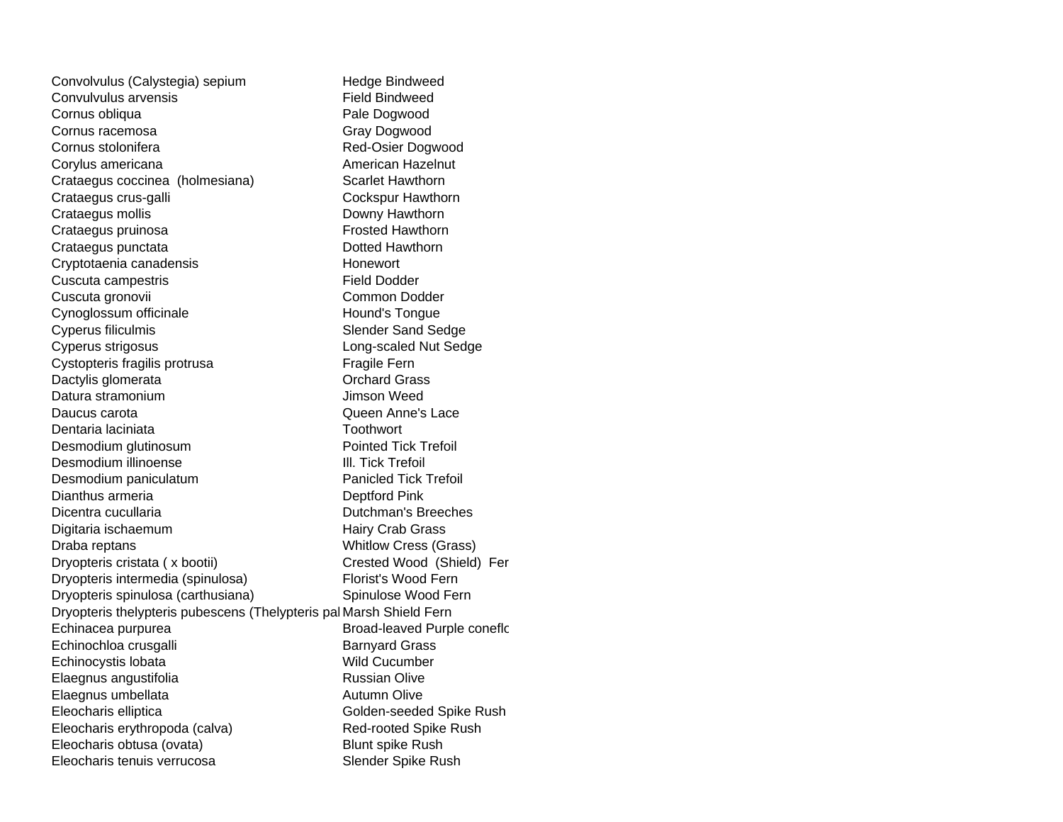| | |
|---|---|
| Convolvulus (Calystegia) sepium | Hedge Bindweed |
| Convulvulus arvensis | Field Bindweed |
| Cornus obliqua | Pale Dogwood |
| Cornus racemosa | Gray Dogwood |
| Cornus stolonifera | Red-Osier Dogwood |
| Corylus americana | American Hazelnut |
| Crataegus coccinea (holmesiana) | Scarlet Hawthorn |
| Crataegus crus-galli | Cockspur Hawthorn |
| Crataegus mollis | Downy Hawthorn |
| Crataegus pruinosa | Frosted Hawthorn |
| Crataegus punctata | Dotted Hawthorn |
| Cryptotaenia canadensis | Honewort |
| Cuscuta campestris | Field Dodder |
| Cuscuta gronovii | Common Dodder |
| Cynoglossum officinale | Hound's Tongue |
| Cyperus filiculmis | Slender Sand Sedge |
| Cyperus strigosus | Long-scaled Nut Sedge |
| Cystopteris fragilis protrusa | Fragile Fern |
| Dactylis glomerata | Orchard Grass |
| Datura stramonium | Jimson Weed |
| Daucus carota | Queen Anne's Lace |
| Dentaria laciniata | Toothwort |
| Desmodium glutinosum | Pointed Tick Trefoil |
| Desmodium illinoense | Ill. Tick Trefoil |
| Desmodium paniculatum | Panicled Tick Trefoil |
| Dianthus armeria | Deptford Pink |
| Dicentra cucullaria | Dutchman's Breeches |
| Digitaria ischaemum | Hairy Crab Grass |
| Draba reptans | Whitlow Cress (Grass) |
| Dryopteris cristata ( x bootii) | Crested Wood (Shield) Fer |
| Dryopteris intermedia (spinulosa) | Florist's Wood Fern |
| Dryopteris spinulosa (carthusiana) | Spinulose Wood Fern |
| Dryopteris thelypteris pubescens (Thelypteris pal | Marsh Shield Fern |
| Echinacea purpurea | Broad-leaved Purple coneflo |
| Echinochloa crusgalli | Barnyard Grass |
| Echinocystis lobata | Wild Cucumber |
| Elaegnus angustifolia | Russian Olive |
| Elaegnus umbellata | Autumn Olive |
| Eleocharis elliptica | Golden-seeded Spike Rush |
| Eleocharis erythropoda (calva) | Red-rooted Spike Rush |
| Eleocharis obtusa (ovata) | Blunt spike Rush |
| Eleocharis tenuis verrucosa | Slender Spike Rush |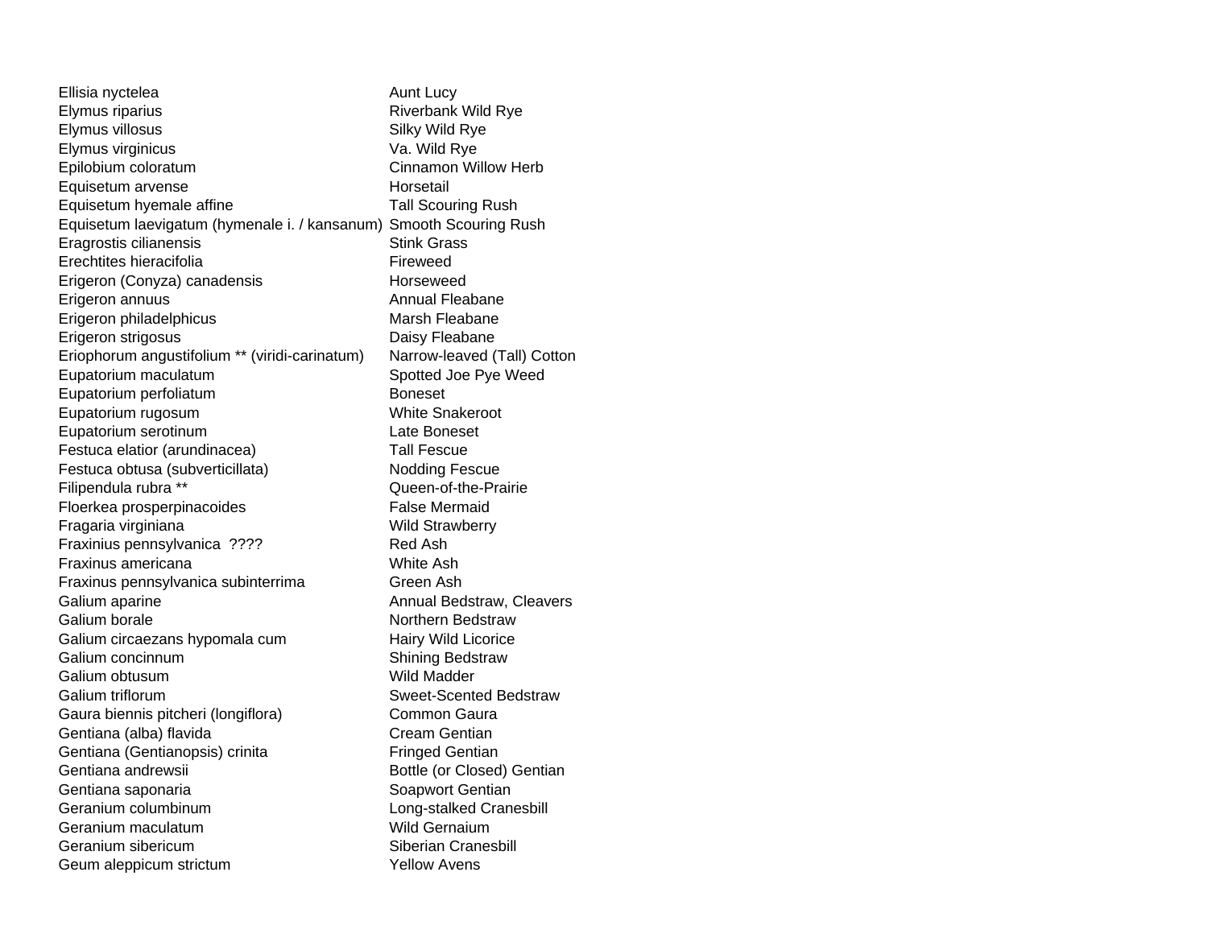| | |
|---|---|
| Ellisia nyctelea | Aunt Lucy |
| Elymus riparius | Riverbank Wild Rye |
| Elymus villosus | Silky Wild Rye |
| Elymus virginicus | Va. Wild Rye |
| Epilobium coloratum | Cinnamon Willow Herb |
| Equisetum arvense | Horsetail |
| Equisetum hyemale affine | Tall Scouring Rush |
| Equisetum laevigatum (hymenale i. / kansanum) | Smooth Scouring Rush |
| Eragrostis cilianensis | Stink Grass |
| Erechtites hieracifolia | Fireweed |
| Erigeron (Conyza) canadensis | Horseweed |
| Erigeron annuus | Annual Fleabane |
| Erigeron philadelphicus | Marsh Fleabane |
| Erigeron strigosus | Daisy Fleabane |
| Eriophorum angustifolium ** (viridi-carinatum) | Narrow-leaved (Tall) Cotton |
| Eupatorium maculatum | Spotted Joe Pye Weed |
| Eupatorium perfoliatum | Boneset |
| Eupatorium rugosum | White Snakeroot |
| Eupatorium serotinum | Late Boneset |
| Festuca elatior (arundinacea) | Tall Fescue |
| Festuca obtusa (subverticillata) | Nodding Fescue |
| Filipendula rubra ** | Queen-of-the-Prairie |
| Floerkea prosperpinacoides | False Mermaid |
| Fragaria virginiana | Wild Strawberry |
| Fraxinius pennsylvanica ???? | Red Ash |
| Fraxinus americana | White Ash |
| Fraxinus pennsylvanica subinterrima | Green Ash |
| Galium aparine | Annual Bedstraw, Cleavers |
| Galium borale | Northern Bedstraw |
| Galium circaezans hypomala cum | Hairy Wild Licorice |
| Galium concinnum | Shining Bedstraw |
| Galium obtusum | Wild Madder |
| Galium triflorum | Sweet-Scented Bedstraw |
| Gaura biennis pitcheri (longiflora) | Common Gaura |
| Gentiana (alba) flavida | Cream Gentian |
| Gentiana (Gentianopsis) crinita | Fringed Gentian |
| Gentiana andrewsii | Bottle (or Closed) Gentian |
| Gentiana saponaria | Soapwort Gentian |
| Geranium columbinum | Long-stalked Cranesbill |
| Geranium maculatum | Wild Gernaium |
| Geranium sibericum | Siberian Cranesbill |
| Geum aleppicum strictum | Yellow Avens |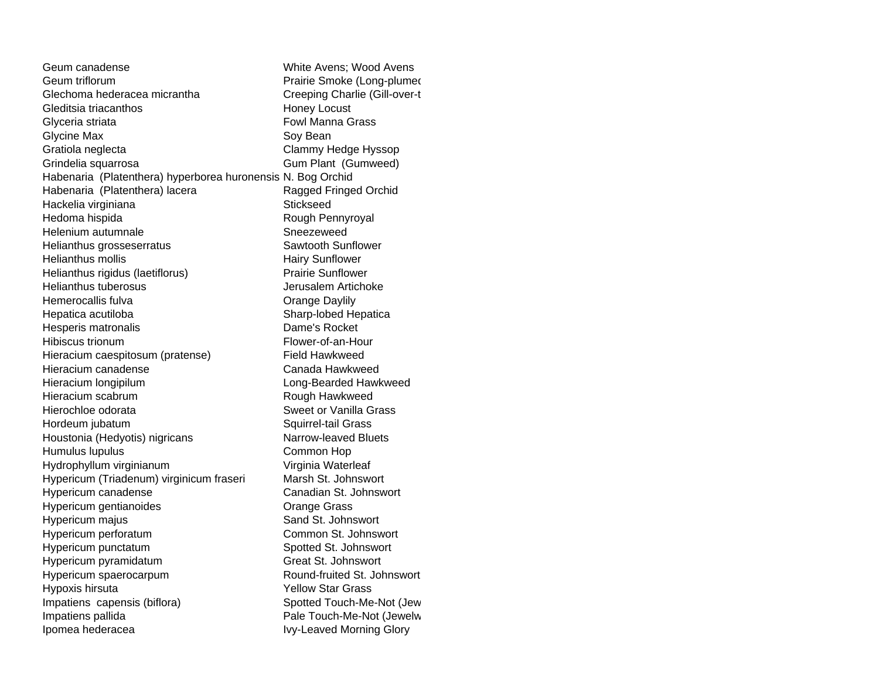| | |
|---|---|
| Geum canadense | White Avens; Wood Avens |
| Geum triflorum | Prairie Smoke (Long-plumed |
| Glechoma hederacea micrantha | Creeping Charlie (Gill-over-t |
| Gleditsia triacanthos | Honey Locust |
| Glyceria striata | Fowl Manna Grass |
| Glycine Max | Soy Bean |
| Gratiola neglecta | Clammy Hedge Hyssop |
| Grindelia squarrosa | Gum Plant (Gumweed) |
| Habenaria (Platenthera) hyperborea huronensis | N. Bog Orchid |
| Habenaria (Platenthera) lacera | Ragged Fringed Orchid |
| Hackelia virginiana | Stickseed |
| Hedoma hispida | Rough Pennyroyal |
| Helenium autumnale | Sneezeweed |
| Helianthus grosseserratus | Sawtooth Sunflower |
| Helianthus mollis | Hairy Sunflower |
| Helianthus rigidus (laetiflorus) | Prairie Sunflower |
| Helianthus tuberosus | Jerusalem Artichoke |
| Hemerocallis fulva | Orange Daylily |
| Hepatica acutiloba | Sharp-lobed Hepatica |
| Hesperis matronalis | Dame's Rocket |
| Hibiscus trionum | Flower-of-an-Hour |
| Hieracium caespitosum (pratense) | Field Hawkweed |
| Hieracium canadense | Canada Hawkweed |
| Hieracium longipilum | Long-Bearded Hawkweed |
| Hieracium scabrum | Rough Hawkweed |
| Hierochloe odorata | Sweet or Vanilla Grass |
| Hordeum jubatum | Squirrel-tail Grass |
| Houstonia (Hedyotis) nigricans | Narrow-leaved Bluets |
| Humulus lupulus | Common Hop |
| Hydrophyllum virginianum | Virginia Waterleaf |
| Hypericum (Triadenum) virginicum fraseri | Marsh St. Johnswort |
| Hypericum canadense | Canadian St. Johnswort |
| Hypericum gentianoides | Orange Grass |
| Hypericum majus | Sand St. Johnswort |
| Hypericum perforatum | Common St. Johnswort |
| Hypericum punctatum | Spotted St. Johnswort |
| Hypericum pyramidatum | Great St. Johnswort |
| Hypericum spaerocarpum | Round-fruited St. Johnswort |
| Hypoxis hirsuta | Yellow Star Grass |
| Impatiens capensis (biflora) | Spotted Touch-Me-Not (Jew |
| Impatiens pallida | Pale Touch-Me-Not (Jewelw |
| Ipomea hederacea | Ivy-Leaved Morning Glory |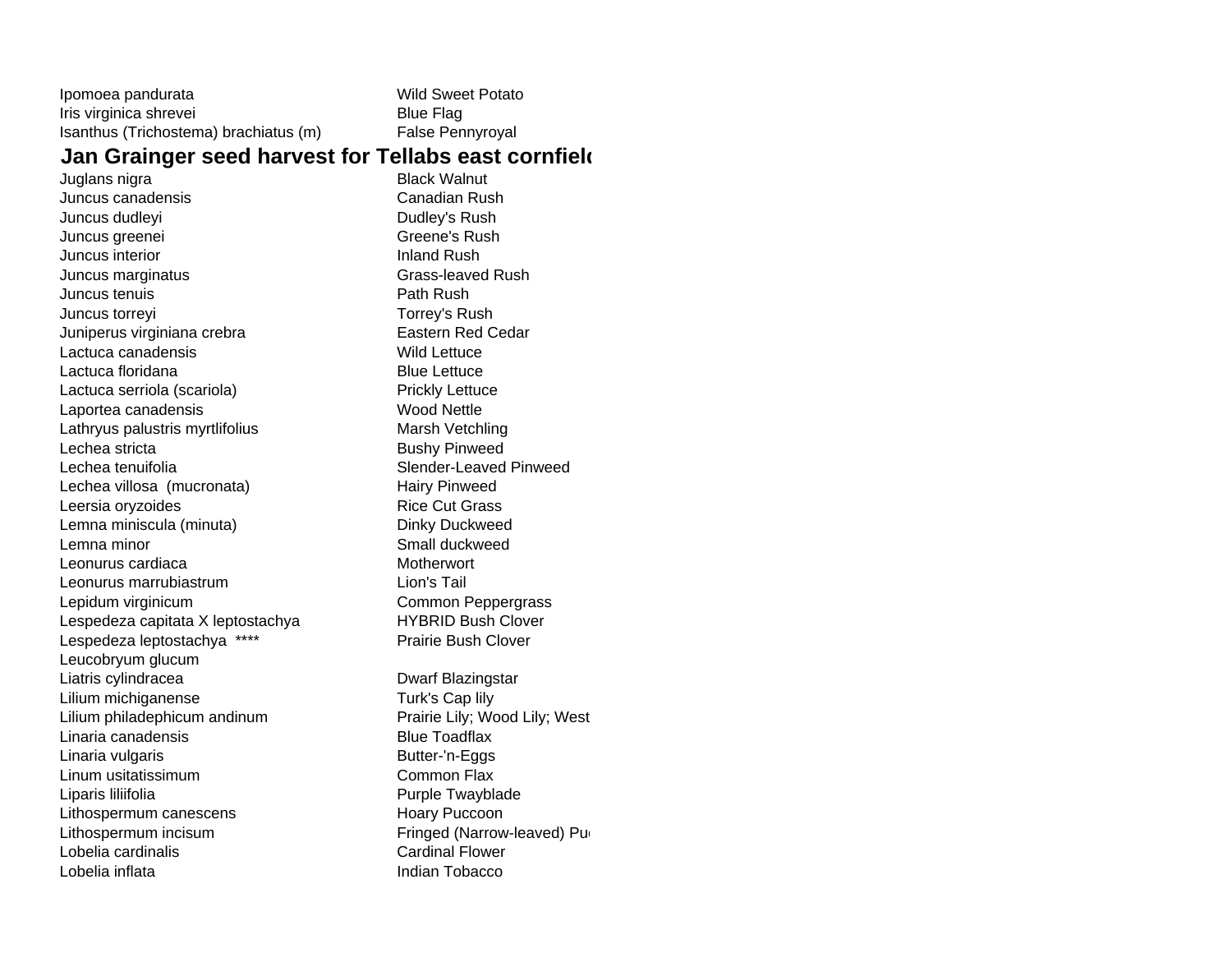| | |
|---|---|
| Ipomoea pandurata | Wild Sweet Potato |
| Iris virginica shrevei | Blue Flag |
| Isanthus (Trichostema) brachiatus (m) | False Pennyroyal |

**Jan Grainger seed harvest for Tellabs east cornfiel**

| | |
|---|---|
| Juglans nigra | Black Walnut |
| Juncus canadensis | Canadian Rush |
| Juncus dudleyi | Dudley's Rush |
| Juncus greenei | Greene's Rush |
| Juncus interior | Inland Rush |
| Juncus marginatus | Grass-leaved Rush |
| Juncus tenuis | Path Rush |
| Juncus torreyi | Torrey's Rush |
| Juniperus virginiana crebra | Eastern Red Cedar |
| Lactuca canadensis | Wild Lettuce |
| Lactuca floridana | Blue Lettuce |
| Lactuca serriola (scariola) | Prickly Lettuce |
| Laportea canadensis | Wood Nettle |
| Lathryus palustris myrtlifolius | Marsh Vetchling |
| Lechea stricta | Bushy Pinweed |
| Lechea tenuifolia | Slender-Leaved Pinweed |
| Lechea villosa (mucronata) | Hairy Pinweed |
| Leersia oryzoides | Rice Cut Grass |
| Lemna miniscula (minuta) | Dinky Duckweed |
| Lemna minor | Small duckweed |
| Leonurus cardiaca | Motherwort |
| Leonurus marrubiastrum | Lion's Tail |
| Lepidum virginicum | Common Peppergrass |
| Lespedeza capitata X leptostachya | HYBRID Bush Clover |
| Lespedeza leptostachya **** | Prairie Bush Clover |
| Leucobryum glucum | |
| Liatris cylindracea | Dwarf Blazingstar |
| Lilium michiganense | Turk's Cap lily |
| Lilium philadephicum andinum | Prairie Lily; Wood Lily; West |
| Linaria canadensis | Blue Toadflax |
| Linaria vulgaris | Butter-'n-Eggs |
| Linum usitatissimum | Common Flax |
| Liparis liliifolia | Purple Twayblade |
| Lithospermum canescens | Hoary Puccoon |
| Lithospermum incisum | Fringed (Narrow-leaved) Pu |
| Lobelia cardinalis | Cardinal Flower |
| Lobelia inflata | Indian Tobacco |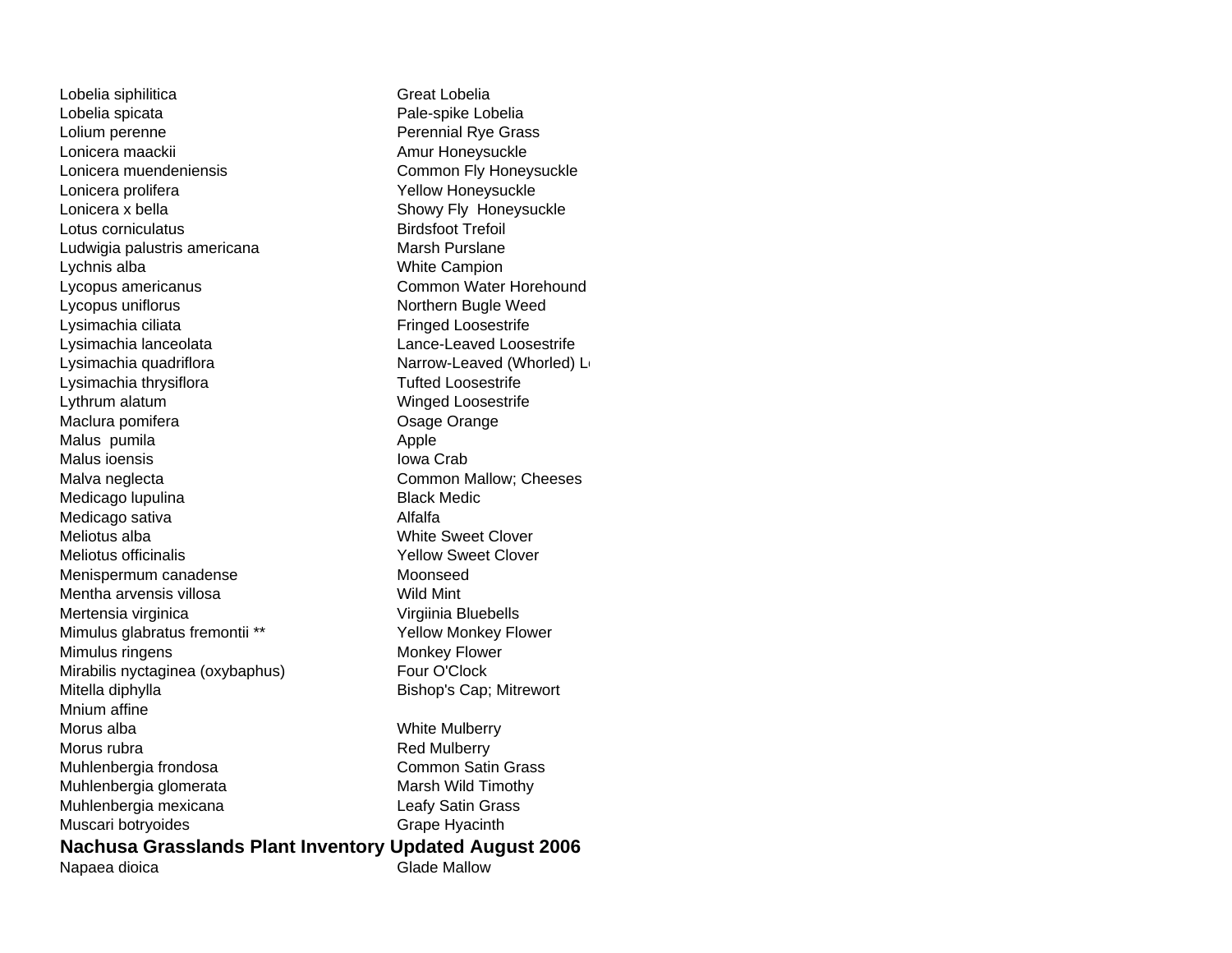| | |
|---|---|
| Lobelia siphilitica | Great Lobelia |
| Lobelia spicata | Pale-spike Lobelia |
| Lolium perenne | Perennial Rye Grass |
| Lonicera maackii | Amur Honeysuckle |
| Lonicera muendeniensis | Common Fly Honeysuckle |
| Lonicera prolifera | Yellow Honeysuckle |
| Lonicera x bella | Showy Fly  Honeysuckle |
| Lotus corniculatus | Birdsfoot Trefoil |
| Ludwigia palustris americana | Marsh Purslane |
| Lychnis alba | White Campion |
| Lycopus americanus | Common Water Horehound |
| Lycopus uniflorus | Northern Bugle Weed |
| Lysimachia ciliata | Fringed Loosestrife |
| Lysimachia lanceolata | Lance-Leaved Loosestrife |
| Lysimachia quadriflora | Narrow-Leaved (Whorled) Lo |
| Lysimachia thrysiflora | Tufted Loosestrife |
| Lythrum alatum | Winged Loosestrife |
| Maclura pomifera | Osage Orange |
| Malus  pumila | Apple |
| Malus ioensis | Iowa Crab |
| Malva neglecta | Common Mallow; Cheeses |
| Medicago lupulina | Black Medic |
| Medicago sativa | Alfalfa |
| Meliotus alba | White Sweet Clover |
| Meliotus officinalis | Yellow Sweet Clover |
| Menispermum canadense | Moonseed |
| Mentha arvensis villosa | Wild Mint |
| Mertensia virginica | Virgiinia Bluebells |
| Mimulus glabratus fremontii ** | Yellow Monkey Flower |
| Mimulus ringens | Monkey Flower |
| Mirabilis nyctaginea (oxybaphus) | Four O'Clock |
| Mitella diphylla | Bishop's Cap; Mitrewort |
| Mnium affine | |
| Morus alba | White Mulberry |
| Morus rubra | Red Mulberry |
| Muhlenbergia frondosa | Common Satin Grass |
| Muhlenbergia glomerata | Marsh Wild Timothy |
| Muhlenbergia mexicana | Leafy Satin Grass |
| Muscari botryoides | Grape Hyacinth |

**Nachusa Grasslands Plant Inventory Updated August 2006**

| | |
|---|---|
| Napaea dioica | Glade Mallow |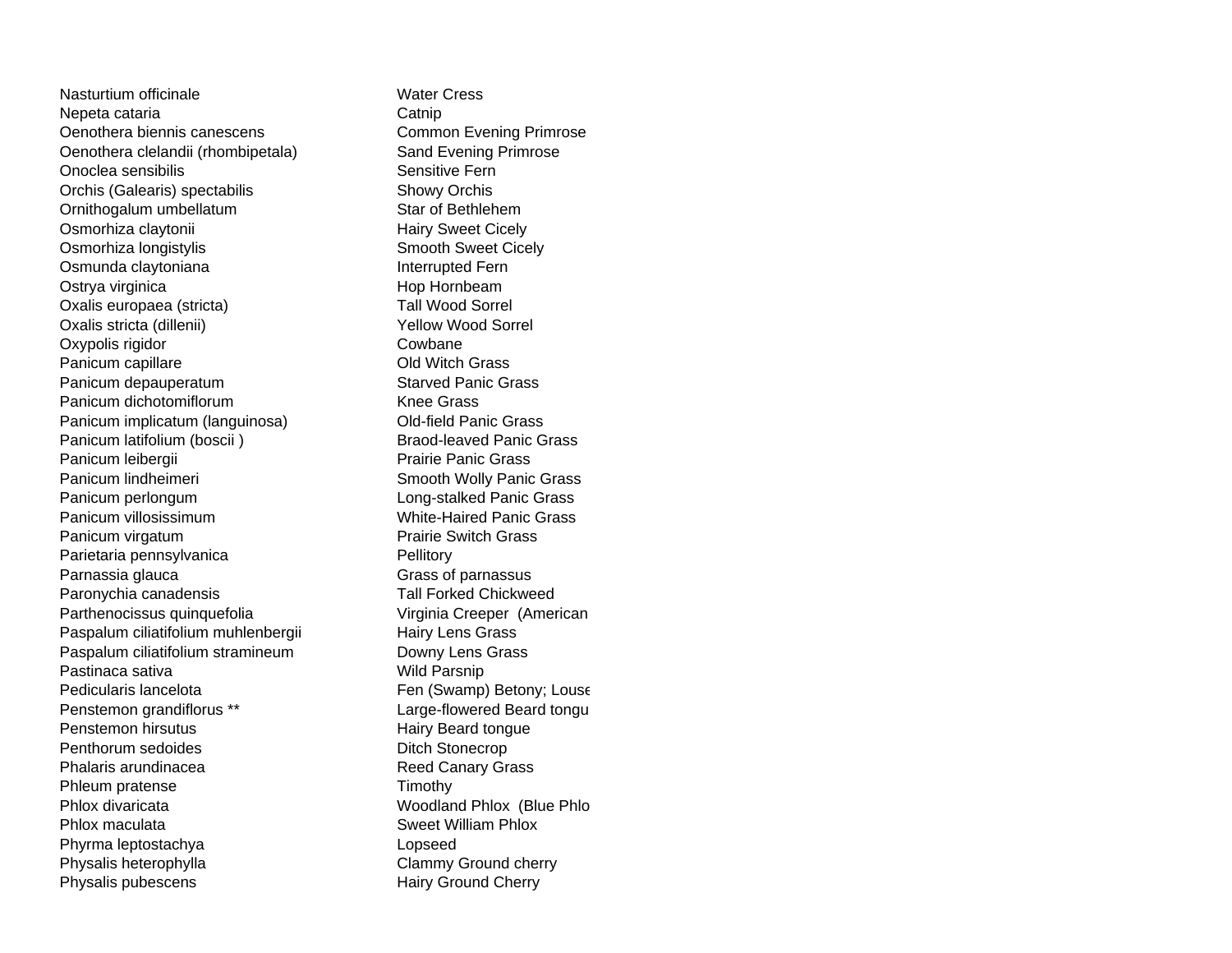| | |
|---|---|
| Nasturtium officinale | Water Cress |
| Nepeta cataria | Catnip |
| Oenothera biennis canescens | Common Evening Primrose |
| Oenothera clelandii (rhombipetala) | Sand Evening Primrose |
| Onoclea sensibilis | Sensitive Fern |
| Orchis (Galearis) spectabilis | Showy Orchis |
| Ornithogalum umbellatum | Star of Bethlehem |
| Osmorhiza claytonii | Hairy Sweet Cicely |
| Osmorhiza longistylis | Smooth Sweet Cicely |
| Osmunda claytoniana | Interrupted Fern |
| Ostrya virginica | Hop Hornbeam |
| Oxalis europaea (stricta) | Tall Wood Sorrel |
| Oxalis stricta (dillenii) | Yellow Wood Sorrel |
| Oxypolis rigidor | Cowbane |
| Panicum capillare | Old Witch Grass |
| Panicum depauperatum | Starved Panic Grass |
| Panicum dichotomiflorum | Knee Grass |
| Panicum implicatum (languinosa) | Old-field Panic Grass |
| Panicum latifolium (boscii ) | Braod-leaved Panic Grass |
| Panicum leibergii | Prairie Panic Grass |
| Panicum lindheimeri | Smooth Wolly Panic Grass |
| Panicum perlongum | Long-stalked Panic Grass |
| Panicum villosissimum | White-Haired Panic Grass |
| Panicum virgatum | Prairie Switch Grass |
| Parietaria pennsylvanica | Pellitory |
| Parnassia glauca | Grass of parnassus |
| Paronychia canadensis | Tall Forked Chickweed |
| Parthenocissus quinquefolia | Virginia Creeper (American |
| Paspalum ciliatifolium muhlenbergii | Hairy Lens Grass |
| Paspalum ciliatifolium stramineum | Downy Lens Grass |
| Pastinaca sativa | Wild Parsnip |
| Pedicularis lancelota | Fen (Swamp) Betony; Louse |
| Penstemon grandiflorus ** | Large-flowered Beard tongu |
| Penstemon hirsutus | Hairy Beard tongue |
| Penthorum sedoides | Ditch Stonecrop |
| Phalaris arundinacea | Reed Canary Grass |
| Phleum pratense | Timothy |
| Phlox divaricata | Woodland Phlox (Blue Phlo |
| Phlox maculata | Sweet William Phlox |
| Phyrma leptostachya | Lopseed |
| Physalis heterophylla | Clammy Ground cherry |
| Physalis pubescens | Hairy Ground Cherry |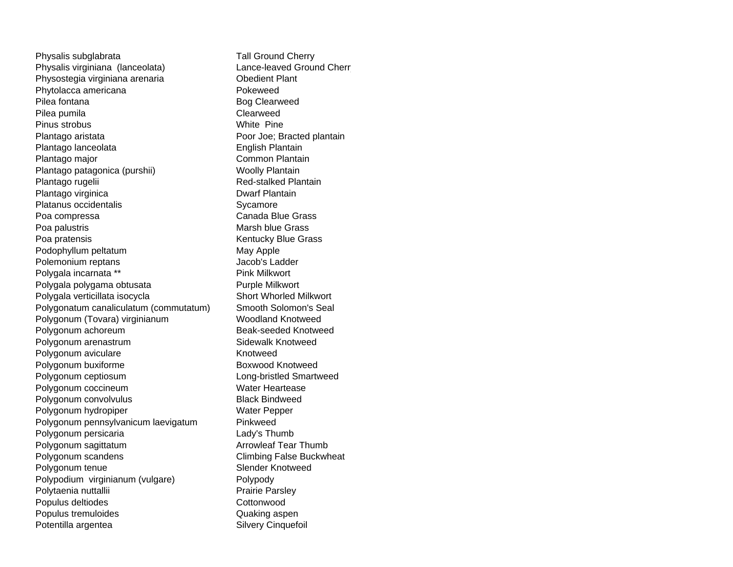| | |
|---|---|
| Physalis subglabrata | Tall Ground Cherry |
| Physalis virginiana (lanceolata) | Lance-leaved Ground Cherr |
| Physostegia virginiana arenaria | Obedient Plant |
| Phytolacca americana | Pokeweed |
| Pilea fontana | Bog Clearweed |
| Pilea pumila | Clearweed |
| Pinus strobus | White Pine |
| Plantago aristata | Poor Joe; Bracted plantain |
| Plantago lanceolata | English Plantain |
| Plantago major | Common Plantain |
| Plantago patagonica (purshii) | Woolly Plantain |
| Plantago rugelii | Red-stalked Plantain |
| Plantago virginica | Dwarf Plantain |
| Platanus occidentalis | Sycamore |
| Poa compressa | Canada Blue Grass |
| Poa palustris | Marsh blue Grass |
| Poa pratensis | Kentucky Blue Grass |
| Podophyllum peltatum | May Apple |
| Polemonium reptans | Jacob's Ladder |
| Polygala incarnata ** | Pink Milkwort |
| Polygala polygama obtusata | Purple Milkwort |
| Polygala verticillata isocycla | Short Whorled Milkwort |
| Polygonatum canaliculatum (commutatum) | Smooth Solomon's Seal |
| Polygonum (Tovara) virginianum | Woodland Knotweed |
| Polygonum achoreum | Beak-seeded Knotweed |
| Polygonum arenastrum | Sidewalk Knotweed |
| Polygonum aviculare | Knotweed |
| Polygonum buxiforme | Boxwood Knotweed |
| Polygonum ceptiosum | Long-bristled Smartweed |
| Polygonum coccineum | Water Heartease |
| Polygonum convolvulus | Black Bindweed |
| Polygonum hydropiper | Water Pepper |
| Polygonum pennsylvanicum laevigatum | Pinkweed |
| Polygonum persicaria | Lady's Thumb |
| Polygonum sagittatum | Arrowleaf Tear Thumb |
| Polygonum scandens | Climbing False Buckwheat |
| Polygonum tenue | Slender Knotweed |
| Polypodium virginianum (vulgare) | Polypody |
| Polytaenia nuttallii | Prairie Parsley |
| Populus deltiodes | Cottonwood |
| Populus tremuloides | Quaking aspen |
| Potentilla argentea | Silvery Cinquefoil |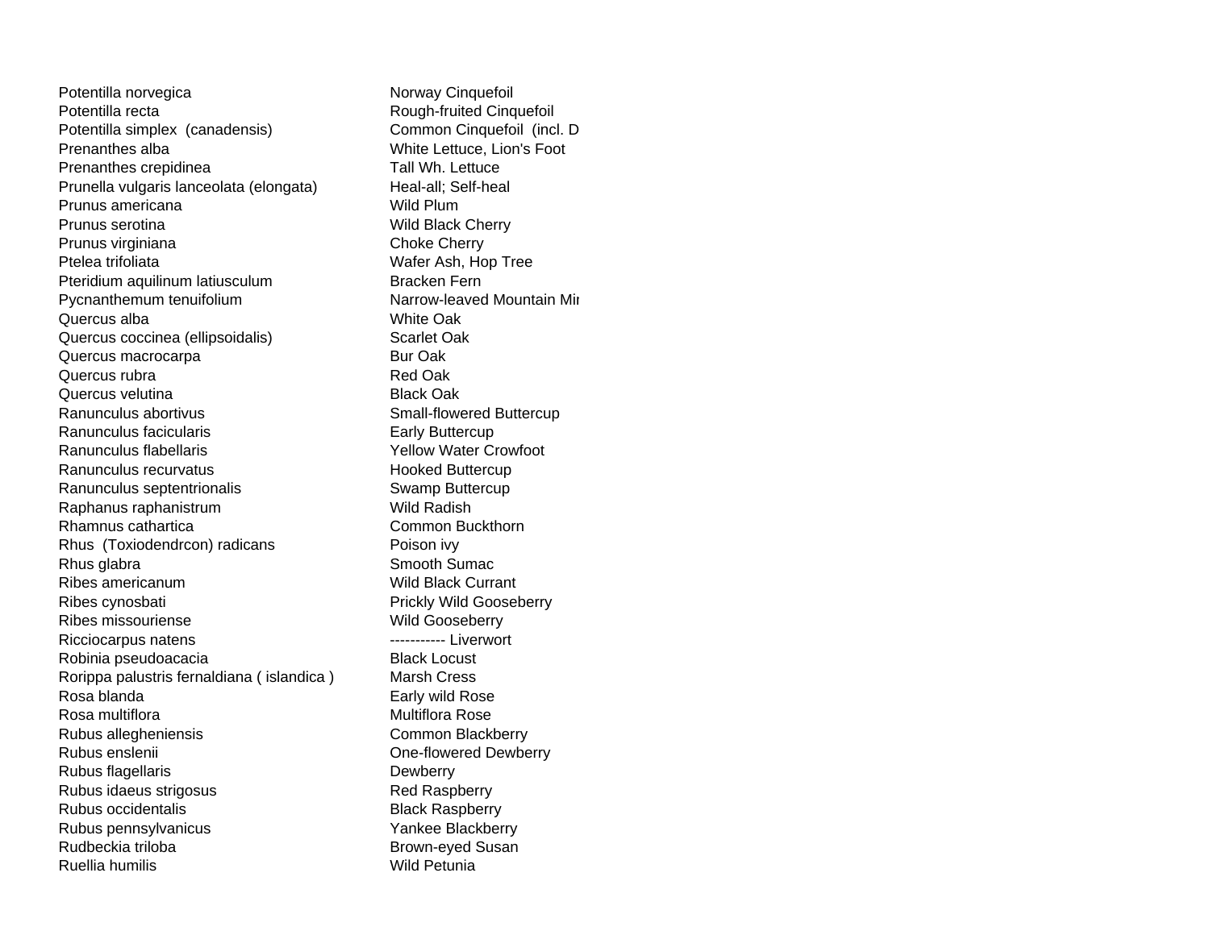| | |
|---|---|
| Potentilla norvegica | Norway Cinquefoil |
| Potentilla recta | Rough-fruited Cinquefoil |
| Potentilla simplex (canadensis) | Common Cinquefoil (incl. D |
| Prenanthes alba | White Lettuce, Lion's Foot |
| Prenanthes crepidinea | Tall Wh. Lettuce |
| Prunella vulgaris lanceolata (elongata) | Heal-all; Self-heal |
| Prunus americana | Wild Plum |
| Prunus serotina | Wild Black Cherry |
| Prunus virginiana | Choke Cherry |
| Ptelea trifoliata | Wafer Ash, Hop Tree |
| Pteridium aquilinum latiusculum | Bracken Fern |
| Pycnanthemum tenuifolium | Narrow-leaved Mountain Mir |
| Quercus alba | White Oak |
| Quercus coccinea (ellipsoidalis) | Scarlet Oak |
| Quercus macrocarpa | Bur Oak |
| Quercus rubra | Red Oak |
| Quercus velutina | Black Oak |
| Ranunculus abortivus | Small-flowered Buttercup |
| Ranunculus facicularis | Early Buttercup |
| Ranunculus flabellaris | Yellow Water Crowfoot |
| Ranunculus recurvatus | Hooked Buttercup |
| Ranunculus septentrionalis | Swamp Buttercup |
| Raphanus raphanistrum | Wild Radish |
| Rhamnus cathartica | Common Buckthorn |
| Rhus (Toxiodendrcon) radicans | Poison ivy |
| Rhus glabra | Smooth Sumac |
| Ribes americanum | Wild Black Currant |
| Ribes cynosbati | Prickly Wild Gooseberry |
| Ribes missouriense | Wild Gooseberry |
| Ricciocarpus natens | ----------- Liverwort |
| Robinia pseudoacacia | Black Locust |
| Rorippa palustris fernaldiana ( islandica ) | Marsh Cress |
| Rosa blanda | Early wild Rose |
| Rosa multiflora | Multiflora Rose |
| Rubus allegheniensis | Common Blackberry |
| Rubus enslenii | One-flowered Dewberry |
| Rubus flagellaris | Dewberry |
| Rubus idaeus strigosus | Red Raspberry |
| Rubus occidentalis | Black Raspberry |
| Rubus pennsylvanicus | Yankee Blackberry |
| Rudbeckia triloba | Brown-eyed Susan |
| Ruellia humilis | Wild Petunia |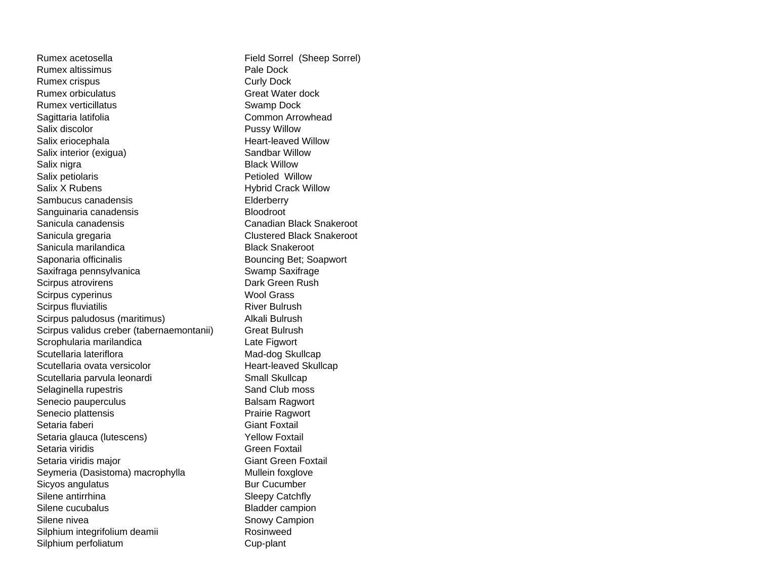| | |
|---|---|
| Rumex acetosella | Field Sorrel  (Sheep Sorrel) |
| Rumex altissimus | Pale Dock |
| Rumex crispus | Curly Dock |
| Rumex orbiculatus | Great Water dock |
| Rumex verticillatus | Swamp Dock |
| Sagittaria latifolia | Common Arrowhead |
| Salix discolor | Pussy Willow |
| Salix eriocephala | Heart-leaved Willow |
| Salix interior (exigua) | Sandbar Willow |
| Salix nigra | Black Willow |
| Salix petiolaris | Petioled  Willow |
| Salix X Rubens | Hybrid Crack Willow |
| Sambucus canadensis | Elderberry |
| Sanguinaria canadensis | Bloodroot |
| Sanicula canadensis | Canadian Black Snakeroot |
| Sanicula gregaria | Clustered Black Snakeroot |
| Sanicula marilandica | Black Snakeroot |
| Saponaria officinalis | Bouncing Bet; Soapwort |
| Saxifraga pennsylvanica | Swamp Saxifrage |
| Scirpus atrovirens | Dark Green Rush |
| Scirpus cyperinus | Wool Grass |
| Scirpus fluviatilis | River Bulrush |
| Scirpus paludosus (maritimus) | Alkali Bulrush |
| Scirpus validus creber (tabernaemontanii) | Great Bulrush |
| Scrophularia marilandica | Late Figwort |
| Scutellaria lateriflora | Mad-dog Skullcap |
| Scutellaria ovata versicolor | Heart-leaved Skullcap |
| Scutellaria parvula leonardi | Small Skullcap |
| Selaginella rupestris | Sand Club moss |
| Senecio pauperculus | Balsam Ragwort |
| Senecio plattensis | Prairie Ragwort |
| Setaria faberi | Giant Foxtail |
| Setaria glauca (lutescens) | Yellow Foxtail |
| Setaria viridis | Green Foxtail |
| Setaria viridis major | Giant Green Foxtail |
| Seymeria (Dasistoma) macrophylla | Mullein foxglove |
| Sicyos angulatus | Bur Cucumber |
| Silene antirrhina | Sleepy Catchfly |
| Silene cucubalus | Bladder campion |
| Silene nivea | Snowy Campion |
| Silphium integrifolium deamii | Rosinweed |
| Silphium perfoliatum | Cup-plant |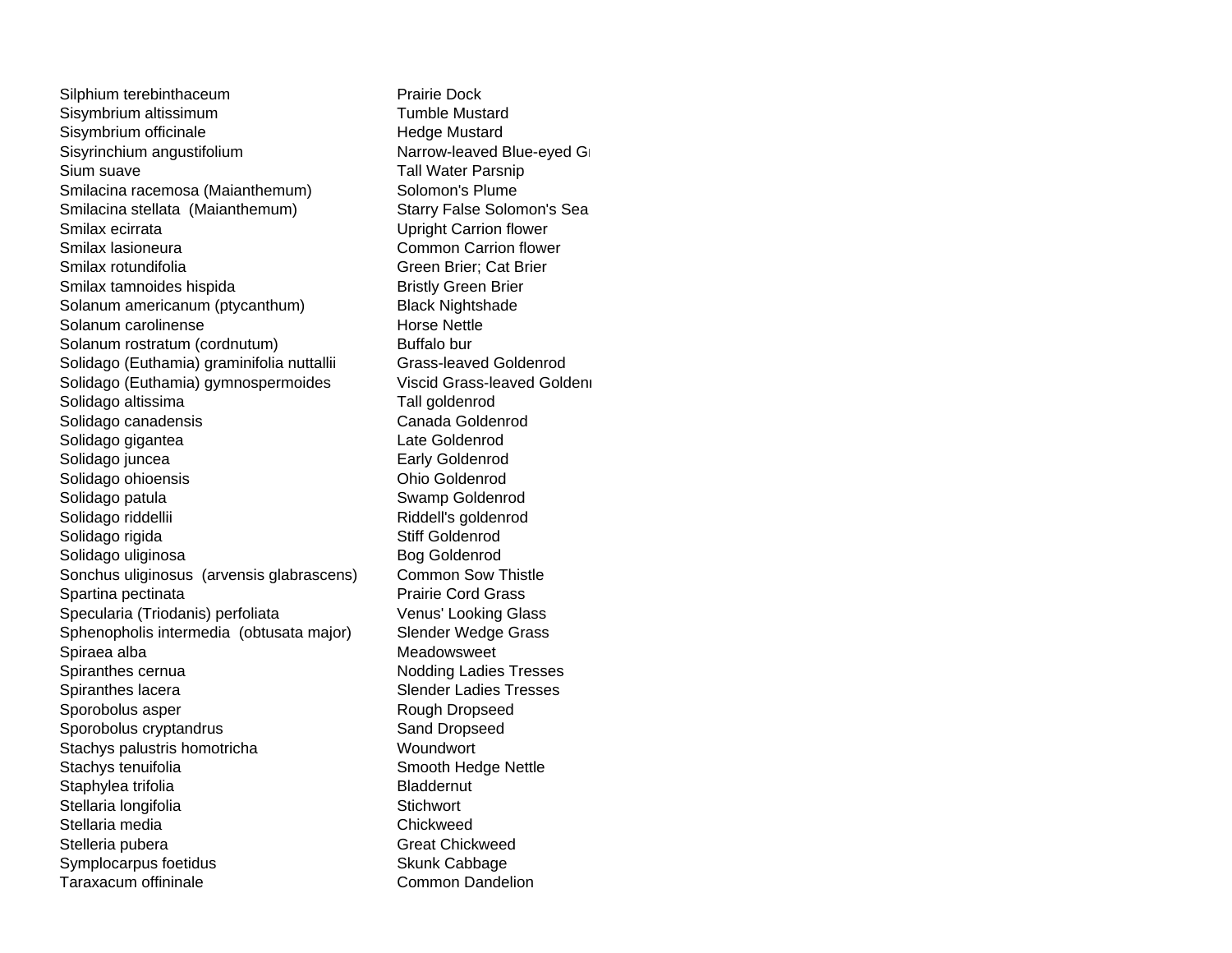| | |
|---|---|
| Silphium terebinthaceum | Prairie Dock |
| Sisymbrium altissimum | Tumble Mustard |
| Sisymbrium officinale | Hedge Mustard |
| Sisyrinchium angustifolium | Narrow-leaved Blue-eyed Gr |
| Sium suave | Tall Water Parsnip |
| Smilacina racemosa (Maianthemum) | Solomon's Plume |
| Smilacina stellata (Maianthemum) | Starry False Solomon's Sea |
| Smilax ecirrata | Upright Carrion flower |
| Smilax lasioneura | Common Carrion flower |
| Smilax rotundifolia | Green Brier; Cat Brier |
| Smilax tamnoides hispida | Bristly Green Brier |
| Solanum americanum (ptycanthum) | Black Nightshade |
| Solanum carolinense | Horse Nettle |
| Solanum rostratum (cordnutum) | Buffalo bur |
| Solidago (Euthamia) graminifolia nuttallii | Grass-leaved Goldenrod |
| Solidago (Euthamia) gymnospermoides | Viscid Grass-leaved Golden |
| Solidago altissima | Tall goldenrod |
| Solidago canadensis | Canada Goldenrod |
| Solidago gigantea | Late Goldenrod |
| Solidago juncea | Early Goldenrod |
| Solidago ohioensis | Ohio Goldenrod |
| Solidago patula | Swamp Goldenrod |
| Solidago riddellii | Riddell's goldenrod |
| Solidago rigida | Stiff Goldenrod |
| Solidago uliginosa | Bog Goldenrod |
| Sonchus uliginosus (arvensis glabrascens) | Common Sow Thistle |
| Spartina pectinata | Prairie Cord Grass |
| Specularia (Triodanis) perfoliata | Venus' Looking Glass |
| Sphenopholis intermedia (obtusata major) | Slender Wedge Grass |
| Spiraea alba | Meadowsweet |
| Spiranthes cernua | Nodding Ladies Tresses |
| Spiranthes lacera | Slender Ladies Tresses |
| Sporobolus asper | Rough Dropseed |
| Sporobolus cryptandrus | Sand Dropseed |
| Stachys palustris homotricha | Woundwort |
| Stachys tenuifolia | Smooth Hedge Nettle |
| Staphylea trifolia | Bladdernut |
| Stellaria longifolia | Stichwort |
| Stellaria media | Chickweed |
| Stelleria pubera | Great Chickweed |
| Symplocarpus foetidus | Skunk Cabbage |
| Taraxacum offininale | Common Dandelion |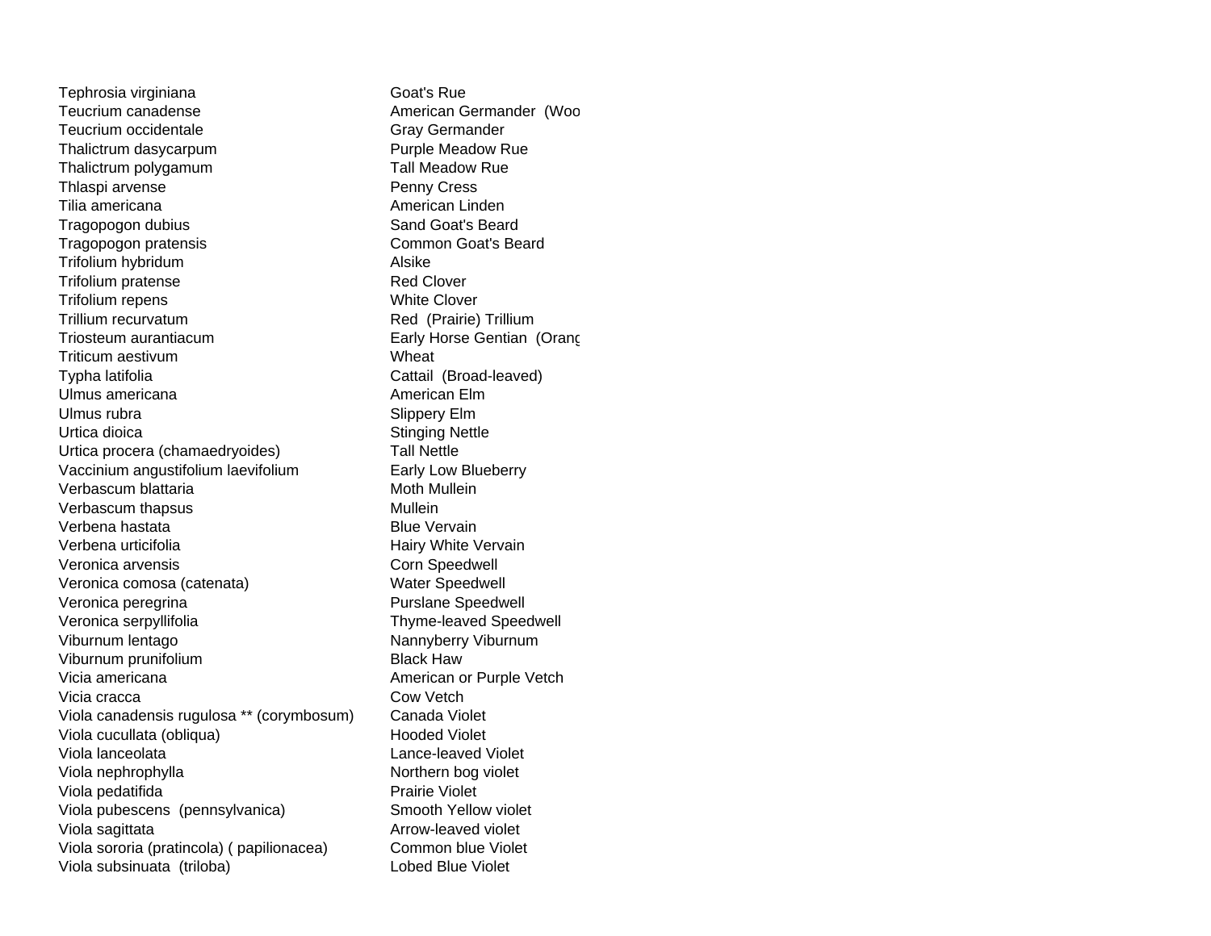| | |
|---|---|
| Tephrosia virginiana | Goat's Rue |
| Teucrium canadense | American Germander (Woo |
| Teucrium occidentale | Gray Germander |
| Thalictrum dasycarpum | Purple Meadow Rue |
| Thalictrum polygamum | Tall Meadow Rue |
| Thlaspi arvense | Penny Cress |
| Tilia americana | American Linden |
| Tragopogon dubius | Sand Goat's Beard |
| Tragopogon pratensis | Common Goat's Beard |
| Trifolium hybridum | Alsike |
| Trifolium pratense | Red Clover |
| Trifolium repens | White Clover |
| Trillium recurvatum | Red (Prairie) Trillium |
| Triosteum aurantiacum | Early Horse Gentian (Orang |
| Triticum aestivum | Wheat |
| Typha latifolia | Cattail (Broad-leaved) |
| Ulmus americana | American Elm |
| Ulmus rubra | Slippery Elm |
| Urtica dioica | Stinging Nettle |
| Urtica procera (chamaedryoides) | Tall Nettle |
| Vaccinium angustifolium laevifolium | Early Low Blueberry |
| Verbascum blattaria | Moth Mullein |
| Verbascum thapsus | Mullein |
| Verbena hastata | Blue Vervain |
| Verbena urticifolia | Hairy White Vervain |
| Veronica arvensis | Corn Speedwell |
| Veronica comosa (catenata) | Water Speedwell |
| Veronica peregrina | Purslane Speedwell |
| Veronica serpyllifolia | Thyme-leaved Speedwell |
| Viburnum lentago | Nannyberry Viburnum |
| Viburnum prunifolium | Black Haw |
| Vicia americana | American or Purple Vetch |
| Vicia cracca | Cow Vetch |
| Viola canadensis rugulosa ** (corymbosum) | Canada Violet |
| Viola cucullata (obliqua) | Hooded Violet |
| Viola lanceolata | Lance-leaved Violet |
| Viola nephrophylla | Northern bog violet |
| Viola pedatifida | Prairie Violet |
| Viola pubescens (pennsylvanica) | Smooth Yellow violet |
| Viola sagittata | Arrow-leaved violet |
| Viola sororia (pratincola) ( papilionacea) | Common blue Violet |
| Viola subsinuata (triloba) | Lobed Blue Violet |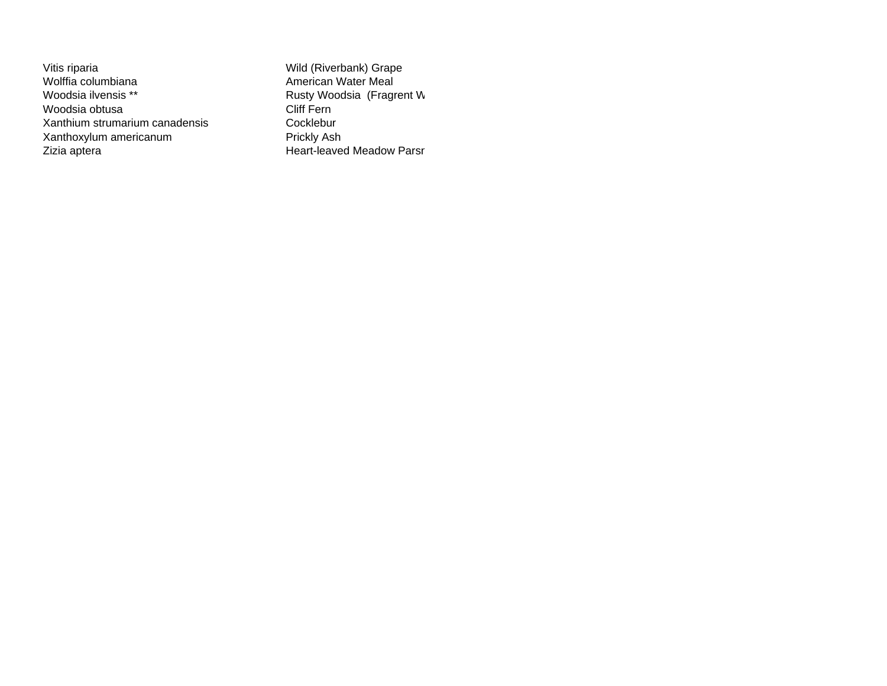| | |
|---|---|
| Vitis riparia | Wild (Riverbank) Grape |
| Wolffia columbiana | American Water Meal |
| Woodsia ilvensis ** | Rusty Woodsia  (Fragrent W |
| Woodsia obtusa | Cliff Fern |
| Xanthium strumarium canadensis | Cocklebur |
| Xanthoxylum americanum | Prickly Ash |
| Zizia aptera | Heart-leaved Meadow Parsr |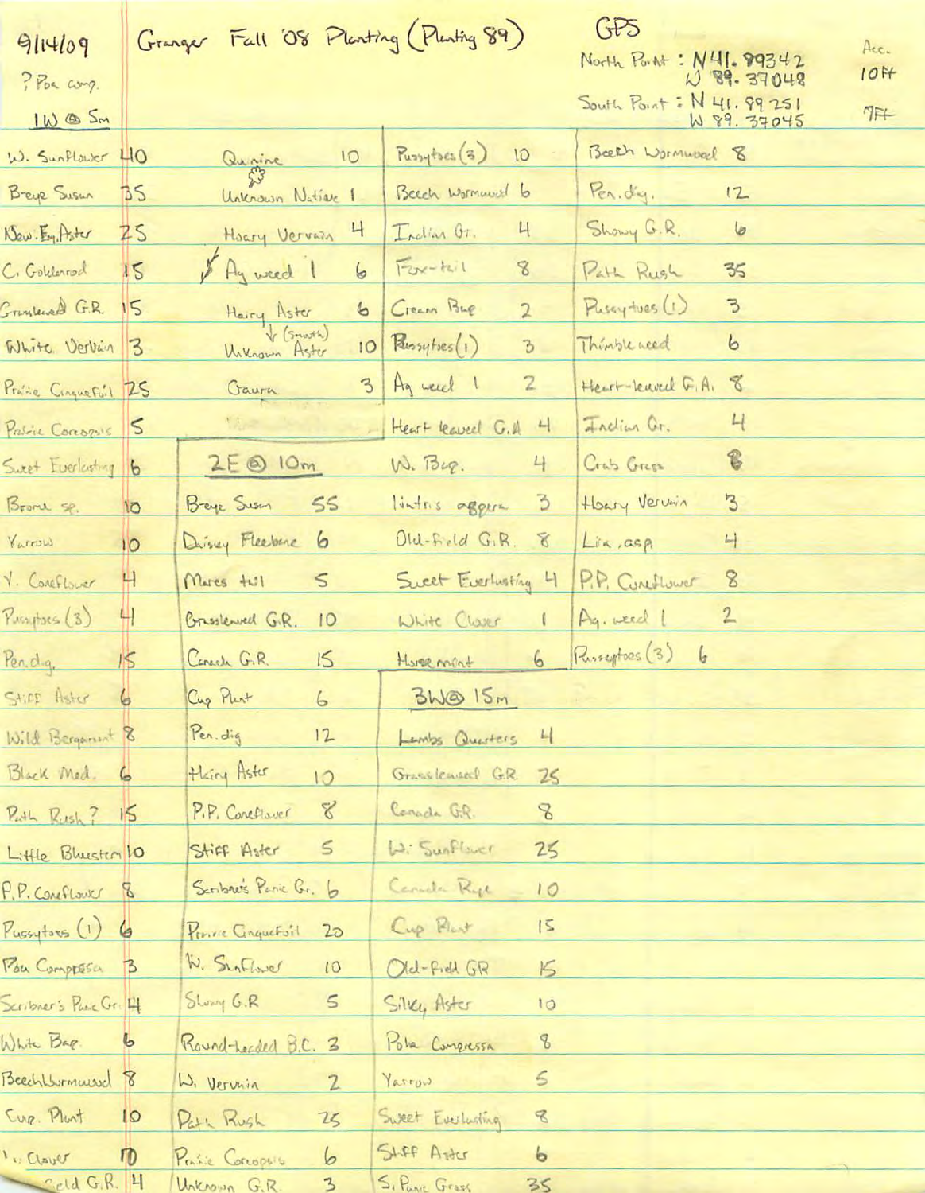9/14/09 Granger Fall '08 Planting (Planting 89)

? Poa comp.

GPS
North Point : N41.89342 W 89.37048 — Acc. 10ft
South Point : N 41.89251 W 89.37045 — 7ft

## 1W @ 5m

| Species | Count |
|---|---|
| W. Sunflower | 40 |
| B-eye Susan | 35 |
| New. Eng. Aster | 25 |
| C. Goldenrod | 15 |
| Grassleaved G.R. | 15 |
| White Vervain | 3 |
| Prairie Cinquefoil | 25 |
| Prairie Coreopsis | 5 |
| Sweet Everlasting | 6 |
| Brome sp. | 10 |
| Yarrow | 10 |
| Y. Coneflower | 4 |
| Pussytoes (3) | 41 |
| Pen. dig. | 15 |
| Stiff Aster | 6 |
| Wild Bergamot | 8 |
| Black Med. | 6 |
| Path Rush? | 15 |
| Little Bluestem | 10 |
| P.P. Coneflower | 8 |
| Pussytoes (1) | 6 |
| Poa Compressa | 3 |
| Scribner's Panic Gr. | 4 |
| White Bag. | 6 |
| Beech Wormwood | 8 |
| Cup. Plant | 10 |
| ... Clover | 10 |
| ...ield G.R. | 4 |
| Quinine | 10 |
| Unknown Native | 1 |
| Hoary Vervain | 4 |
| Ag weed 1 | 6 |
| Hairy Aster | 6 |
| Unknown Aster (smooth) | 10 |
| Gaura | 3 |

## 2E @ 10m

| Species | Count |
|---|---|
| B-eye Susan | 55 |
| Daisy Fleabane | 6 |
| Mares tail | 5 |
| Grassleaved G.R. | 10 |
| Canada G.R. | 15 |
| Cup Plant | 6 |
| Pen. dig | 12 |
| Hairy Aster | 10 |
| P.P. Coneflower | 8 |
| Stiff Aster | 5 |
| Scribner's Panic Gr. | 6 |
| Prairie Cinquefoil | 20 |
| W. Sunflower | 10 |
| Showy G.R | 5 |
| Round-headed B.C. | 3 |
| W. Vervain | 2 |
| Path Rush | 25 |
| Prairie Coreopsis | 6 |
| Unknown G.R. | 3 |
| Pussytoes (3) | 10 |
| Beech Wormwood | 6 |
| Indian Gr. | 4 |
| Fox-tail | 8 |
| Cream Bag | 2 |
| Pussytoes (1) | 3 |
| Ag weed 1 | 2 |
| Heart leaved G.A | 4 |
| W. Bag. | 4 |
| Liatris aspera | 3 |
| Old-field G.R. | 8 |
| Sweet Everlasting | 4 |
| White Clover | 1 |
| Horse mint | 6 |

## 3W @ 15m

| Species | Count |
|---|---|
| Lambs Quarters | 4 |
| Grassleaved GR | 25 |
| Canada GR | 8 |
| W. Sunflower | 25 |
| Canada Rye | 10 |
| Cup Plant | 15 |
| Old-field GR | 15 |
| Silky Aster | 10 |
| Poa Compressa | 8 |
| Yarrow | 5 |
| Sweet Everlasting | 8 |
| Stiff Aster | 6 |
| S. Panic Grass | 35 |
| Beech Wormwood | 8 |
| Pen. dig. | 12 |
| Showy G.R. | 6 |
| Path Rush | 35 |
| Pussytoes (1) | 3 |
| Thimbleweed | 6 |
| Heart-leaved G.A. | 8 |
| Indian Gr. | 4 |
| Crab Grass | 8 |
| Hoary Vervain | 3 |
| Lia. asp. | 4 |
| P.P. Coneflower | 8 |
| Ag. weed 1 | 2 |
| Pussytoes (3) | 6 |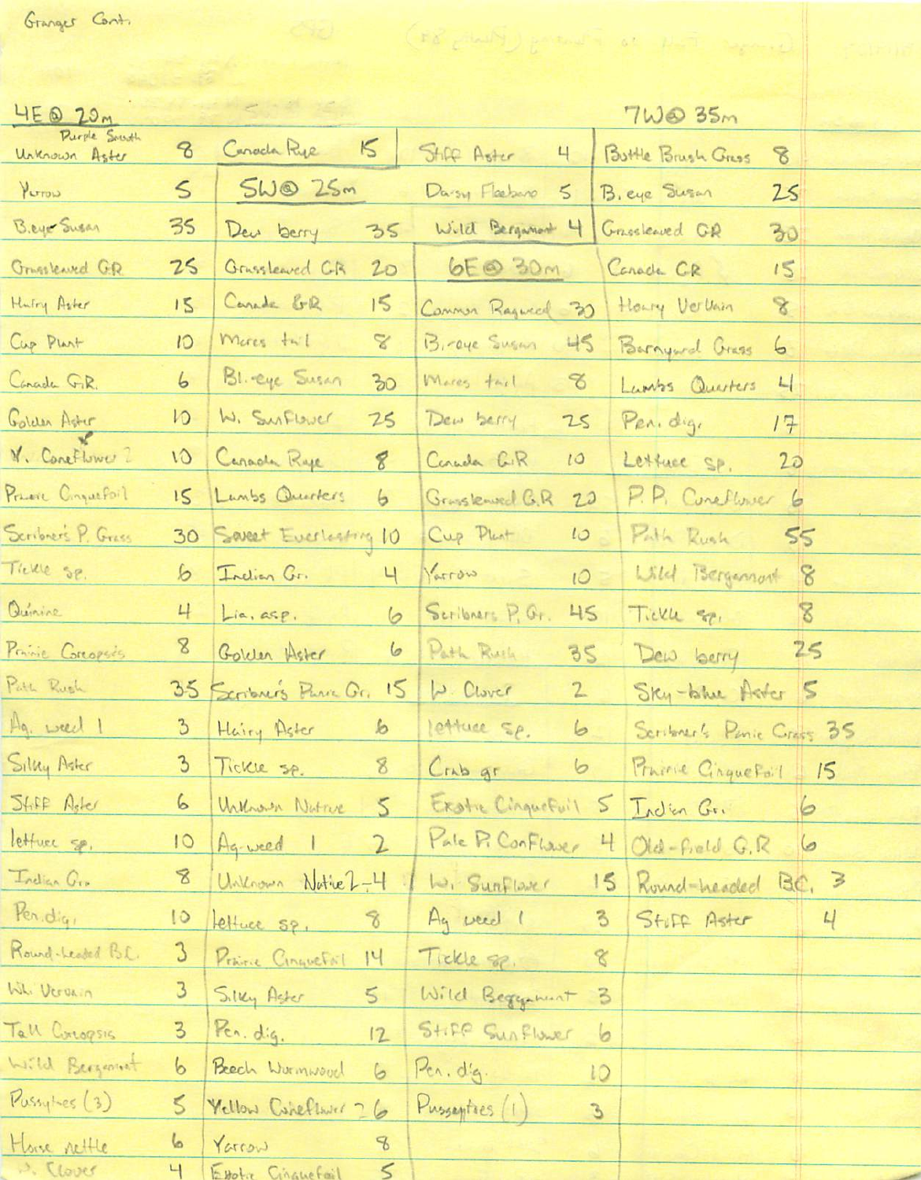Granger Cont.

## 4E @ 20m

| Species | Cover |
|---|---|
| Purple Smooth / Unknown Aster | 8 |
| Yarrow | 5 |
| B. eye Susan | 35 |
| Grassleaved GR | 25 |
| Hairy Aster | 15 |
| Cup Plant | 10 |
| Canada G.R. | 6 |
| Golden Aster | 10 |
| Y. Coneflower ? | 10 |
| Prairie Cinquefoil | 15 |
| Scribner's P. Grass | 30 |
| Tickle sp. | 6 |
| Quinine | 4 |
| Prairie Coreopsis | 8 |
| Path Rush | 35 |
| Ag. weed 1 | 3 |
| Silky Aster | 3 |
| Stiff Aster | 6 |
| lettuce sp. | 10 |
| Indian Gr. | 8 |
| Pen. dig. | 10 |
| Round-headed B.C. | 3 |
| Wh. Vervain | 3 |
| Tall Coreopsis | 3 |
| Wild Bergamot | 6 |
| Pussytoes (3) | 5 |
| Horse nettle | 6 |
| W. Clover | 4 |
| Canada Rye | 15 |

## SW @ 25m

| Species | Cover |
|---|---|
| Dew berry | 35 |
| Grassleaved GR | 20 |
| Canada GR | 15 |
| Mares tail | 8 |
| Bl.-eye Susan | 30 |
| W. Sunflower | 25 |
| Canada Rye | 8 |
| Lambs Quarters | 6 |
| Sweet Everlasting | 10 |
| Indian Gr. | 4 |
| Lia. asp. | 6 |
| Golden Aster | 6 |
| Scribner's Panic Gr. | 15 |
| Hairy Aster | 6 |
| Tickle sp. | 8 |
| Unknown Native | 5 |
| Ag-weed 1 | 2 |
| Unknown Native 2 | 4 |
| lettuce sp. | 8 |
| Prairie Cinquefoil | 14 |
| Silky Aster | 5 |
| Pen. dig. | 12 |
| Beach Wormwood | 6 |
| Yellow Coneflower ? | 6 |
| Yarrow | 8 |
| Exotic Cinquefoil | 5 |
| Stiff Aster | 4 |
| Daisy Fleabane | 5 |
| Wild Bergamot | 4 |

## 6E @ 30m

| Species | Cover |
|---|---|
| Common Ragweed | 30 |
| B.-eye Susan | 45 |
| Mares tail | 8 |
| Dew berry | 25 |
| Canada G.R | 10 |
| Grassleaved G.R | 20 |
| Cup Plant | 10 |
| Yarrow | 10 |
| Scribners P. Gr. | 45 |
| Path Rush | 35 |
| W. Clover | 2 |
| lettuce sp. | 6 |
| Crab gr | 6 |
| Exotic Cinquefoil | 5 |
| Pale P. Coneflower | 4 |
| W. Sunflower | 15 |
| Ag weed 1 | 3 |
| Tickle sp. | 8 |
| Wild Bergamont | 3 |
| Stiff Sunflower | 6 |
| Pen. dig. | 10 |
| Pussytoes (1) | 3 |

## 7W @ 35m

| Species | Cover |
|---|---|
| Bottle Brush Grass | 8 |
| B. eye Susan | 25 |
| Grassleaved GR | 30 |
| Canada GR | 15 |
| Hoary Vervain | 8 |
| Barnyard Grass | 6 |
| Lambs Quarters | 4 |
| Pen. dig. | 17 |
| Lettuce sp. | 20 |
| P.P. Coneflower | 6 |
| Path Rush | 55 |
| Wild Bergamont | 8 |
| Tickle sp. | 8 |
| Dew berry | 25 |
| Sky-blue Aster | 5 |
| Scribner's Panic Grass | 35 |
| Prairie Cinquefoil | 15 |
| Indian Gr. | 6 |
| Old-field G.R | 6 |
| Round-headed BC. | 3 |
| Stiff Aster | 4 |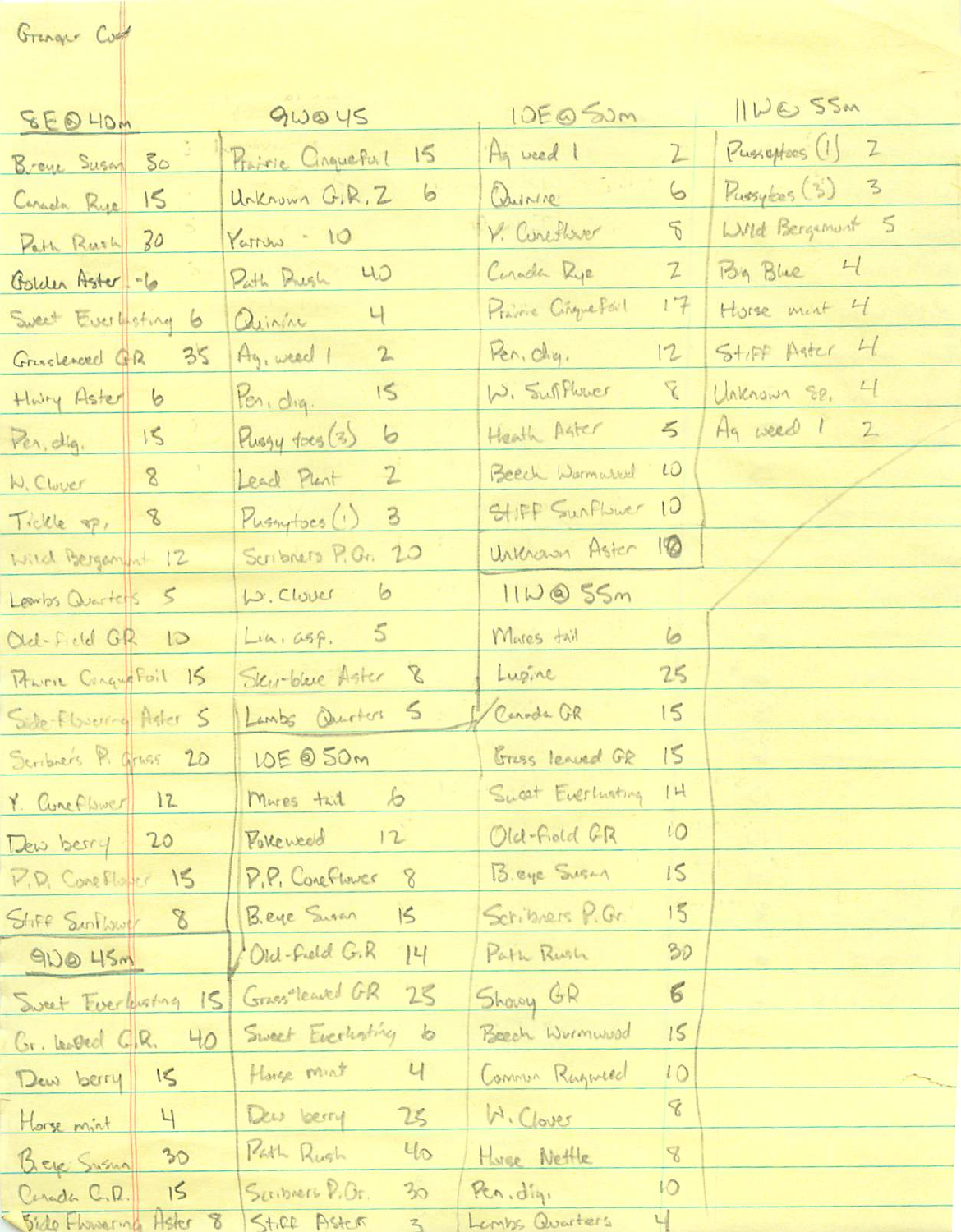Granger Cost

**8E @ 40m**

| Species | Count |
|---|---|
| B.eye Susan | 30 |
| Canada Rye | 15 |
| Path Rush | 30 |
| Golden Aster | 6 |
| Sweet Everlasting | 6 |
| Grassleaved GR | 35 |
| Hairy Aster | 6 |
| Pen. dig. | 15 |
| W. Clover | 8 |
| Tickle sp. | 8 |
| Wild Bergamot | 12 |
| Lambs Quarters | 5 |
| Old-field GR | 10 |
| Prairie Cinquefoil | 15 |
| Side-Flowering Aster | 5 |
| Scribner's P. Grass | 20 |
| Y. Coneflower | 12 |
| Dew berry | 20 |
| P.P. Coneflower | 15 |
| Stiff Sunflower | 8 |

**9W @ 45m**

| Species | Count |
|---|---|
| Sweet Everlasting | 15 |
| Gr. leaved G.R. | 40 |
| Dew berry | 15 |
| Horse mint | 4 |
| B.eye Susan | 30 |
| Canada G.R. | 15 |
| Side Flowering Aster | 8 |

**9W @ 45**

| Species | Count |
|---|---|
| Prairie Cinquefoil | 15 |
| Unknown G.R. 2 | 6 |
| Yarrow | 10 |
| Path Rush | 40 |
| Quinine | 4 |
| Ag. weed 1 | 2 |
| Pen. dig. | 15 |
| Pussy toes (3) | 6 |
| Lead Plant | 2 |
| Pussytoes (1) | 3 |
| Scribners P.Gr. | 20 |
| W. Clover | 6 |
| Lin. asp. | 5 |
| Sky-blue Aster | 8 |
| Lambs Quarters | 5 |

**10E @ 50m**

| Species | Count |
|---|---|
| Mares tail | 6 |
| Pokeweed | 12 |
| P.P. Coneflower | 8 |
| B.eye Susan | 15 |
| Old-field G.R | 14 |
| Grass leaved GR | 25 |
| Sweet Everlasting | 6 |
| Horse mint | 4 |
| Dew berry | 25 |
| Path Rush | 40 |
| Scribners P.Gr. | 30 |
| Stiff Aster | 3 |

**10E @ 50m**

| Species | Count |
|---|---|
| Ag weed 1 | 2 |
| Quinine | 6 |
| Y. Coneflower | 8 |
| Canada Rye | 2 |
| Prairie Cinquefoil | 17 |
| Pen. dig. | 12 |
| W. Sunflower | 8 |
| Heath Aster | 5 |
| Beech Wormwood | 10 |
| Stiff Sunflower | 10 |
| Unknown Aster | 10 |

**11W @ 55m**

| Species | Count |
|---|---|
| Mares tail | 6 |
| Lupine | 25 |
| Canada GR | 15 |
| Grass leaved GR | 15 |
| Sweat Everlasting | 14 |
| Old-field GR | 10 |
| B.eye Susan | 15 |
| Scribners P.Gr | 15 |
| Path Rush | 30 |
| Showy GR | 5 |
| Beech Wormwood | 15 |
| Common Ragweed | 10 |
| W. Clover | 8 |
| Horse Nettle | 8 |
| Pen. dig. | 10 |
| Lambs Quarters | 4 |

**11W @ 55m**

| Species | Count |
|---|---|
| Pussytoes (1) | 2 |
| Pussytoes (3) | 3 |
| Wild Bergamot | 5 |
| Big Blue | 4 |
| Horse mint | 4 |
| Stiff Aster | 4 |
| Unknown sp. | 4 |
| Ag weed 1 | 2 |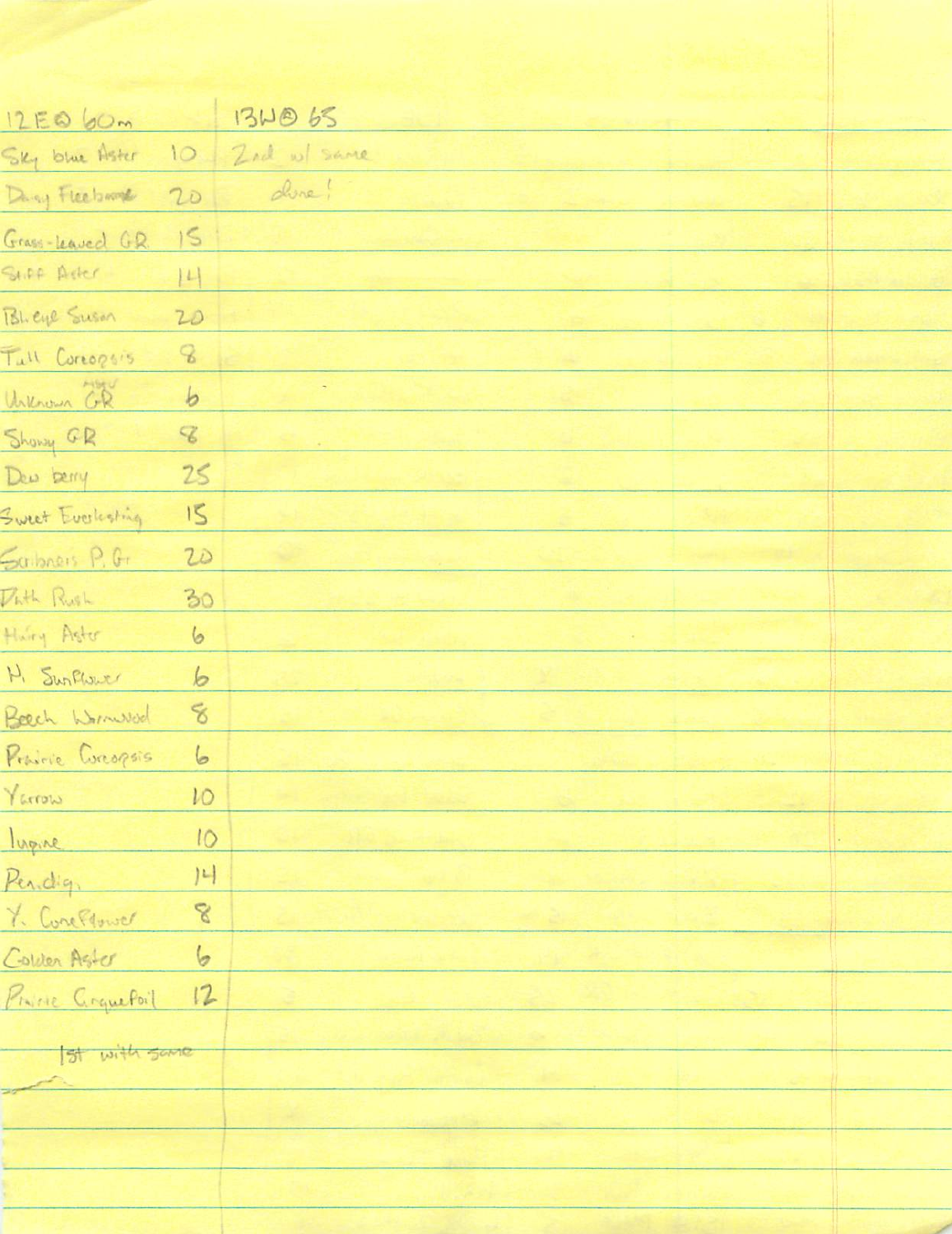| 12E @ 60m | | 13W @ 65 |
|---|---|---|
| Sky blue Aster | 10 | 2nd w/ same |
| Daisy Fleabane | 20 | done! |
| Grass-leaved GR | 15 | |
| Stiff Aster | 14 | |
| Bl. eye Susan | 20 | |
| Tall Coreopsis | 8 | |
| Unknown GR (new) | 6 | |
| Showy GR | 8 | |
| Dew berry | 25 | |
| Sweet Everlasting | 15 | |
| Scribners P. Gr | 20 | |
| Path Rush | 30 | |
| Hairy Aster | 6 | |
| H. Sunflower | 6 | |
| Beach Wormwood | 8 | |
| Prairie Coreopsis | 6 | |
| Yarrow | 10 | |
| lupine | 10 | |
| Pen. dig. | 14 | |
| Y. Coneflower | 8 | |
| Golden Aster | 6 | |
| Prairie Cinquefoil | 12 | |

1st with same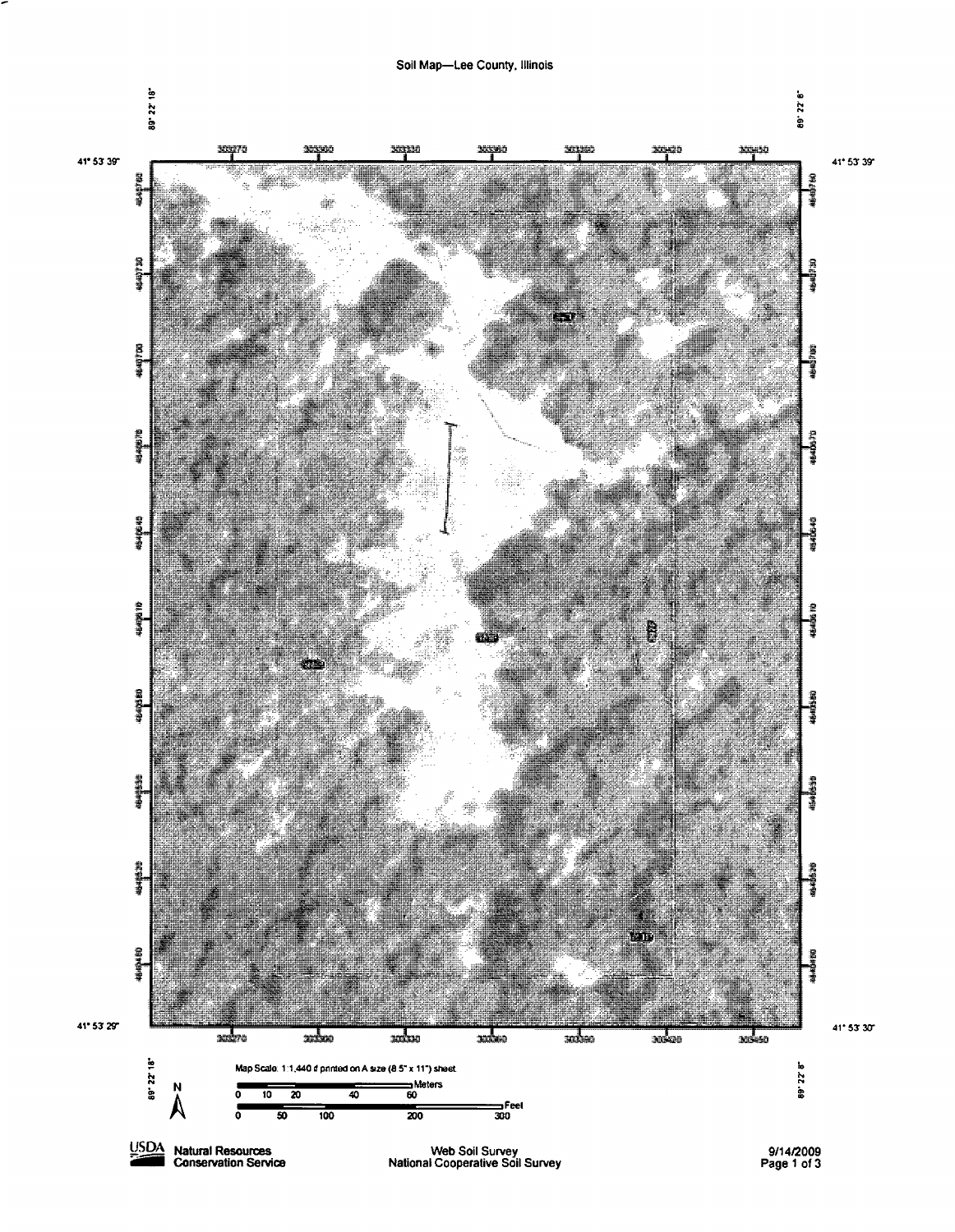Soil Map—Lee County, Illinois

89° 22' 18" | 89° 22' 8"

41° 53' 39" | 41° 53' 39"

41° 53' 29" | 41° 53' 30"

Map Scale: 1:1,440 if printed on A size (8.5" x 11") sheet.

Meters: 0, 10, 20, 40, 60

Feet: 0, 50, 100, 200, 300

N

USDA Natural Resources Conservation Service

Web Soil Survey
National Cooperative Soil Survey

9/14/2009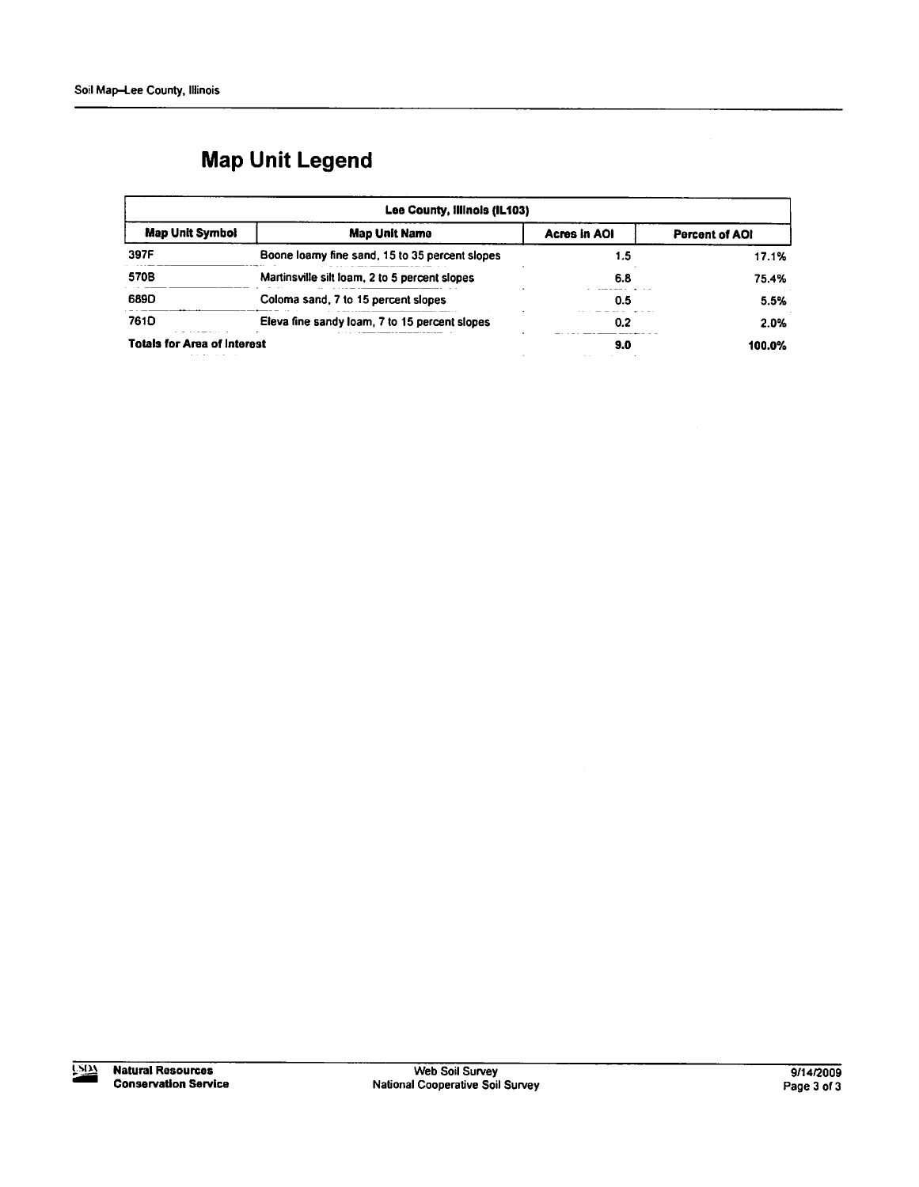# Map Unit Legend

| Lee County, Illinois (IL103) | | | |
|---|---|---|---|
| **Map Unit Symbol** | **Map Unit Name** | **Acres in AOI** | **Percent of AOI** |
| 397F | Boone loamy fine sand, 15 to 35 percent slopes | 1.5 | 17.1% |
| 570B | Martinsville silt loam, 2 to 5 percent slopes | 6.8 | 75.4% |
| 689D | Coloma sand, 7 to 15 percent slopes | 0.5 | 5.5% |
| 761D | Eleva fine sandy loam, 7 to 15 percent slopes | 0.2 | 2.0% |
| **Totals for Area of Interest** | | **9.0** | **100.0%** |